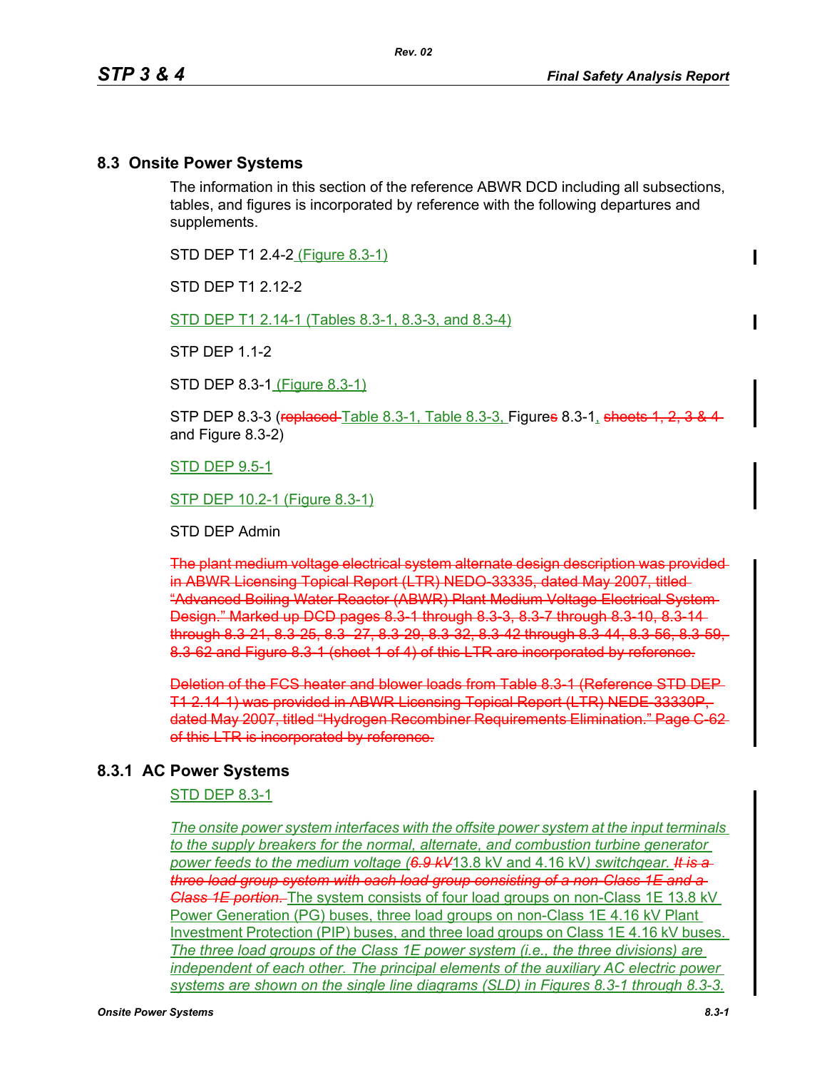## 8.3 Onsite Power Systems

The information in this section of the reference ABWR DCD including all subsections, tables, and figures is incorporated by reference with the following departures and supplements.

STD DEP T1 2.4-2 (Figure 8.3-1)

STD DEP T1 2.12-2

STD DEP T1 2.14-1 (Tables 8.3-1, 8.3-3, and 8.3-4)

STP DEP 1.1-2

STD DEP 8.3-1 (Figure 8.3-1)

STP DEP 8.3-3 (~~replaced~~ Table 8.3-1, Table 8.3-3, Figure~~s~~ 8.3-1, ~~sheets 1, 2, 3 & 4~~ and Figure 8.3-2)

STD DEP 9.5-1

STP DEP 10.2-1 (Figure 8.3-1)

STD DEP Admin

~~The plant medium voltage electrical system alternate design description was provided in ABWR Licensing Topical Report (LTR) NEDO-33335, dated May 2007, titled "Advanced Boiling Water Reactor (ABWR) Plant Medium Voltage Electrical System Design." Marked up DCD pages 8.3-1 through 8.3-3, 8.3-7 through 8.3-10, 8.3-14 through 8.3-21, 8.3-25, 8.3-27, 8.3-29, 8.3-32, 8.3-42 through 8.3-44, 8.3-56, 8.3-59, 8.3-62 and Figure 8.3-1 (sheet 1 of 4) of this LTR are incorporated by reference.~~

~~Deletion of the FCS heater and blower loads from Table 8.3-1 (Reference STD DEP T1 2.14-1) was provided in ABWR Licensing Topical Report (LTR) NEDE-33330P, dated May 2007, titled "Hydrogen Recombiner Requirements Elimination." Page C-62 of this LTR is incorporated by reference.~~

### 8.3.1 AC Power Systems

STD DEP 8.3-1

*The onsite power system interfaces with the offsite power system at the input terminals to the supply breakers for the normal, alternate, and combustion turbine generator power feeds to the medium voltage (~~6.9 kV~~*13.8 kV and 4.16 kV*) switchgear. ~~It is a three load group system with each load group consisting of a non-Class 1E and a Class 1E portion.~~* The system consists of four load groups on non-Class 1E 13.8 kV Power Generation (PG) buses, three load groups on non-Class 1E 4.16 kV Plant Investment Protection (PIP) buses, and three load groups on Class 1E 4.16 kV buses. *The three load groups of the Class 1E power system (i.e., the three divisions) are independent of each other. The principal elements of the auxiliary AC electric power systems are shown on the single line diagrams (SLD) in Figures 8.3-1 through 8.3-3.*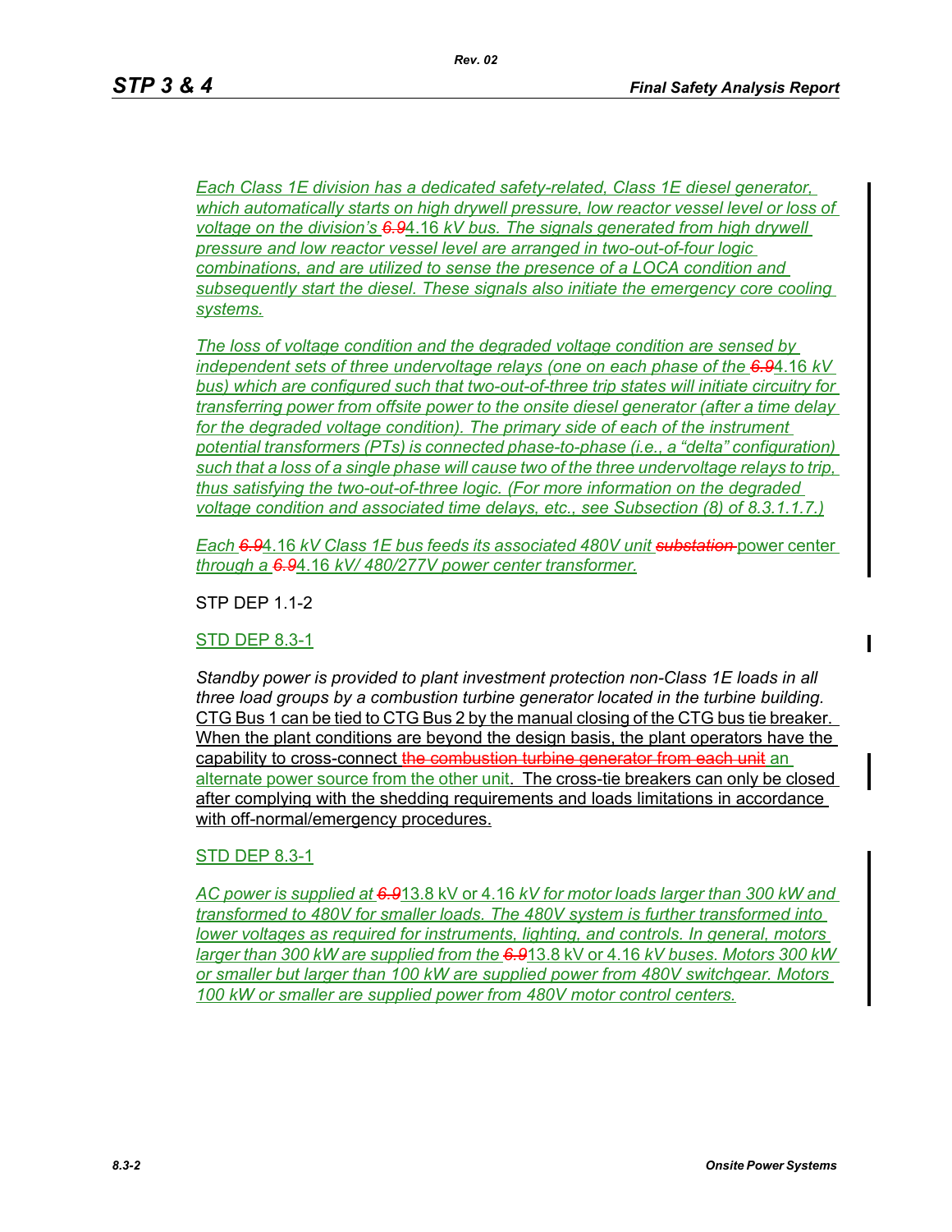*Each Class 1E division has a dedicated safety-related, Class 1E diesel generator, which automatically starts on high drywell pressure, low reactor vessel level or loss of voltage on the division's ~~6.9~~4.16 kV bus. The signals generated from high drywell pressure and low reactor vessel level are arranged in two-out-of-four logic combinations, and are utilized to sense the presence of a LOCA condition and subsequently start the diesel. These signals also initiate the emergency core cooling systems.*

*The loss of voltage condition and the degraded voltage condition are sensed by independent sets of three undervoltage relays (one on each phase of the ~~6.9~~4.16 kV bus) which are configured such that two-out-of-three trip states will initiate circuitry for transferring power from offsite power to the onsite diesel generator (after a time delay for the degraded voltage condition). The primary side of each of the instrument potential transformers (PTs) is connected phase-to-phase (i.e., a "delta" configuration) such that a loss of a single phase will cause two of the three undervoltage relays to trip, thus satisfying the two-out-of-three logic. (For more information on the degraded voltage condition and associated time delays, etc., see Subsection (8) of 8.3.1.1.7.)*

*Each ~~6.9~~4.16 kV Class 1E bus feeds its associated 480V unit ~~substation~~ power center through a ~~6.9~~4.16 kV/ 480/277V power center transformer.*

STP DEP 1.1-2

STD DEP 8.3-1

*Standby power is provided to plant investment protection non-Class 1E loads in all three load groups by a combustion turbine generator located in the turbine building.* CTG Bus 1 can be tied to CTG Bus 2 by the manual closing of the CTG bus tie breaker. When the plant conditions are beyond the design basis, the plant operators have the capability to cross-connect ~~the combustion turbine generator from each unit~~ an alternate power source from the other unit. The cross-tie breakers can only be closed after complying with the shedding requirements and loads limitations in accordance with off-normal/emergency procedures.

STD DEP 8.3-1

*AC power is supplied at ~~6.9~~13.8 kV or 4.16 kV for motor loads larger than 300 kW and transformed to 480V for smaller loads. The 480V system is further transformed into lower voltages as required for instruments, lighting, and controls. In general, motors larger than 300 kW are supplied from the ~~6.9~~13.8 kV or 4.16 kV buses. Motors 300 kW or smaller but larger than 100 kW are supplied power from 480V switchgear. Motors 100 kW or smaller are supplied power from 480V motor control centers.*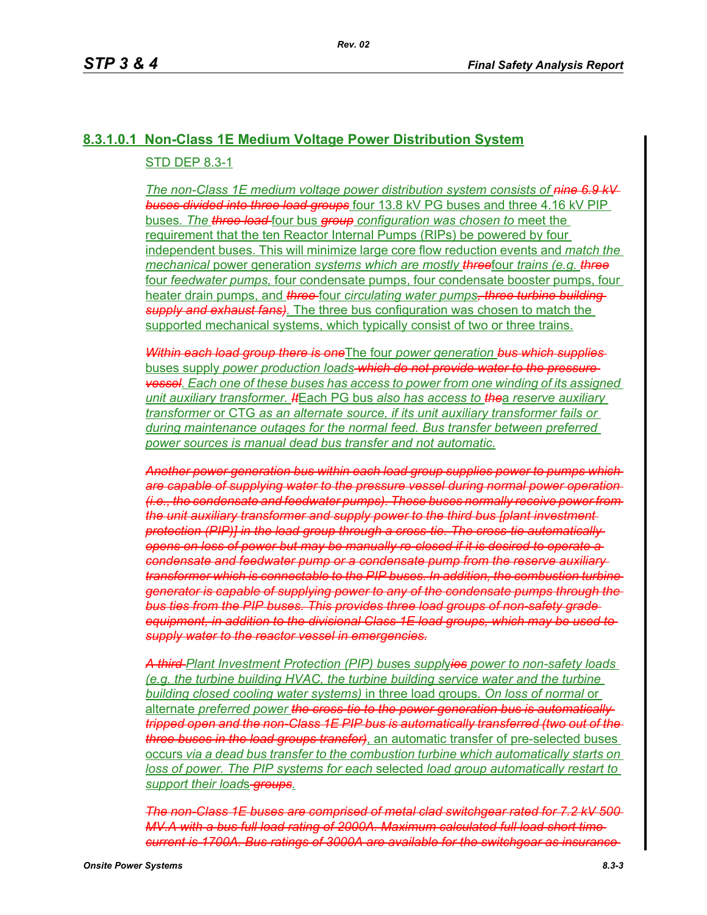## 8.3.1.0.1 Non-Class 1E Medium Voltage Power Distribution System

STD DEP 8.3-1

*The non-Class 1E medium voltage power distribution system consists of ~~nine 6.9 kV buses divided into three load groups~~* four 13.8 kV PG buses and three 4.16 kV PIP buses*. The ~~three load~~* four bus *~~group~~ configuration was chosen to* meet the requirement that the ten Reactor Internal Pumps (RIPs) be powered by four independent buses. This will minimize large core flow reduction events and *match the mechanical* power generation *systems which are mostly ~~three~~*four *trains (e.g. ~~three~~* four *feedwater pumps,* four condensate pumps, four condensate booster pumps, four heater drain pumps, and *~~three~~* four *circulating water pumps~~, three turbine building supply and exhaust fans~~)*. The three bus configuration was chosen to match the supported mechanical systems, which typically consist of two or three trains.

*~~Within each load group there is one~~*The four *power generation ~~bus which supplies~~* buses supply *power production loads ~~which do not provide water to the pressure vessel~~. Each one of these buses has access to power from one winding of its assigned unit auxiliary transformer. ~~It~~*Each PG bus *also has access to ~~the~~*a *reserve auxiliary transformer* or CTG *as an alternate source, if its unit auxiliary transformer fails or during maintenance outages for the normal feed. Bus transfer between preferred power sources is manual dead bus transfer and not automatic.*

*~~Another power generation bus within each load group supplies power to pumps which are capable of supplying water to the pressure vessel during normal power operation (i.e., the condensate and feedwater pumps). These buses normally receive power from the unit auxiliary transformer and supply power to the third bus [plant investment protection (PIP)] in the load group through a cross-tie. The cross-tie automatically opens on loss of power but may be manually re-closed if it is desired to operate a condensate and feedwater pump or a condensate pump from the reserve auxiliary transformer which is connectable to the PIP buses. In addition, the combustion turbine generator is capable of supplying power to any of the condensate pumps through the bus ties from the PIP buses. This provides three load groups of non-safety grade equipment, in addition to the divisional Class 1E load groups, which may be used to supply water to the reactor vessel in emergencies.~~*

*~~A third~~ Plant Investment Protection (PIP) bus*es *suppl*y*~~ies~~ power to non-safety loads (e.g. the turbine building HVAC, the turbine building service water and the turbine building closed cooling water systems)* in three load groups*. On loss of normal* or alternate *preferred power ~~the cross-tie to the power generation bus is automatically tripped open and the non-Class 1E PIP bus is automatically transferred (two out of the three buses in the load groups transfer)~~*, an automatic transfer of pre-selected buses occurs *via a dead bus transfer to the combustion turbine which automatically starts on loss of power. The PIP systems for each* selected *load group automatically restart to support their load*s *~~groups~~.*

*~~The non-Class 1E buses are comprised of metal clad switchgear rated for 7.2 kV 500 MV.A with a bus full load rating of 2000A. Maximum calculated full load short time current is 1700A. Bus ratings of 3000A are available for the switchgear as insurance~~*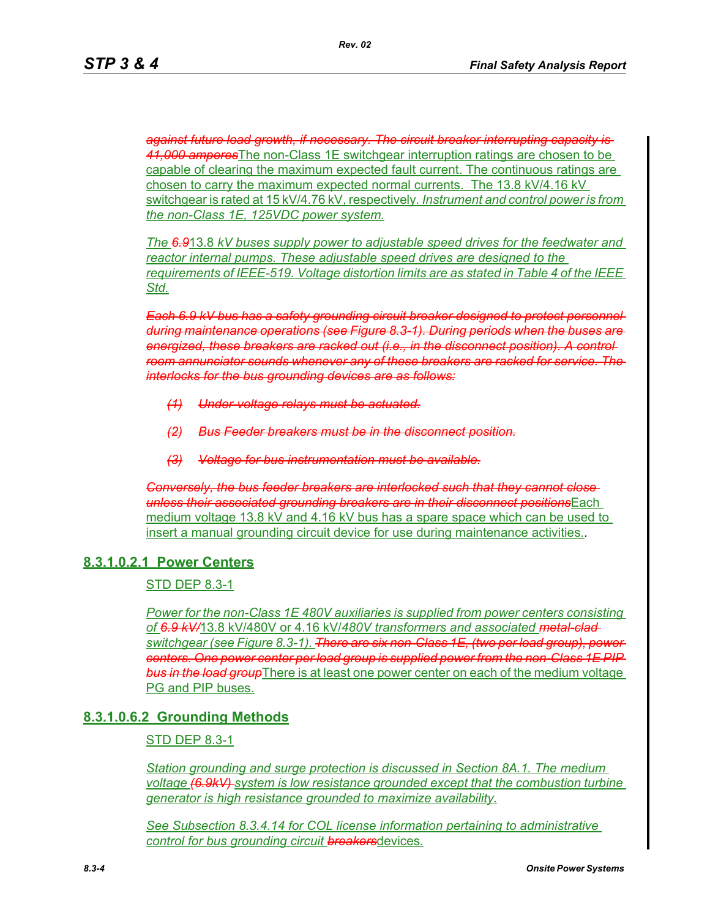*~~against future load growth, if necessary. The circuit breaker interrupting capacity is 41,000 amperes~~*The non-Class 1E switchgear interruption ratings are chosen to be capable of clearing the maximum expected fault current. The continuous ratings are chosen to carry the maximum expected normal currents. The 13.8 kV/4.16 kV switchgear is rated at 15 kV/4.76 kV, respectively. *Instrument and control power is from the non-Class 1E, 125VDC power system.*

*The ~~6.9~~*13.8 *kV buses supply power to adjustable speed drives for the feedwater and reactor internal pumps. These adjustable speed drives are designed to the requirements of IEEE-519. Voltage distortion limits are as stated in Table 4 of the IEEE Std.*

*~~Each 6.9 kV bus has a safety grounding circuit breaker designed to protect personnel during maintenance operations (see Figure 8.3-1). During periods when the buses are energized, these breakers are racked out (i.e., in the disconnect position). A control room annunciator sounds whenever any of these breakers are racked for service. The interlocks for the bus grounding devices are as follows:~~*

*~~(1) Under-voltage relays must be actuated.~~*

*~~(2) Bus Feeder breakers must be in the disconnect position.~~*

*~~(3) Voltage for bus instrumentation must be available.~~*

*~~Conversely, the bus feeder breakers are interlocked such that they cannot close unless their associated grounding breakers are in their disconnect positions~~*Each medium voltage 13.8 kV and 4.16 kV bus has a spare space which can be used to insert a manual grounding circuit device for use during maintenance activities..

## 8.3.1.0.2.1 Power Centers

STD DEP 8.3-1

*Power for the non-Class 1E 480V auxiliaries is supplied from power centers consisting of ~~6.9 kV/~~*13.8 kV/480V or 4.16 kV/*480V transformers and associated ~~metal-clad~~ switchgear (see Figure 8.3-1). ~~There are six non-Class 1E, (two per load group), power centers. One power center per load group is supplied power from the non-Class 1E PIP bus in the load group~~*There is at least one power center on each of the medium voltage PG and PIP buses.

## 8.3.1.0.6.2 Grounding Methods

STD DEP 8.3-1

*Station grounding and surge protection is discussed in Section 8A.1. The medium voltage ~~(6.9kV)~~ system is low resistance grounded except that the combustion turbine generator is high resistance grounded to maximize availability.*

*See Subsection 8.3.4.14 for COL license information pertaining to administrative control for bus grounding circuit ~~breakers~~*devices.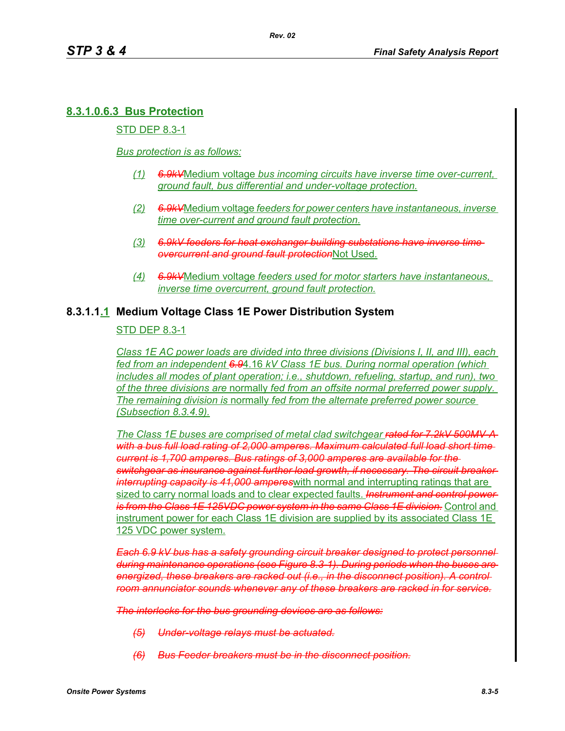### 8.3.1.0.6.3 Bus Protection

STD DEP 8.3-1

*Bus protection is as follows:*

*(1)* ~~*6.9kV*~~Medium voltage *bus incoming circuits have inverse time over-current, ground fault, bus differential and under-voltage protection.*

*(2)* ~~*6.9kV*~~Medium voltage *feeders for power centers have instantaneous, inverse time over-current and ground fault protection.*

*(3)* ~~*6.9kV feeders for heat exchanger building substations have inverse time overcurrent and ground fault protection*~~Not Used.

*(4)* ~~*6.9kV*~~Medium voltage *feeders used for motor starters have instantaneous, inverse time overcurrent, ground fault protection.*

## 8.3.1.1.1 Medium Voltage Class 1E Power Distribution System

STD DEP 8.3-1

*Class 1E AC power loads are divided into three divisions (Divisions I, II, and III), each fed from an independent* ~~*6.9*~~4.16 *kV Class 1E bus. During normal operation (which includes all modes of plant operation; i.e., shutdown, refueling, startup, and run), two of the three divisions are* normally fed from an offsite normal preferred power supply. *The remaining division is* normally fed from the alternate preferred power source *(Subsection 8.3.4.9).*

*The Class 1E buses are comprised of metal clad switchgear* ~~*rated for 7.2kV 500MV-A with a bus full load rating of 2,000 amperes. Maximum calculated full load short time current is 1,700 amperes. Bus ratings of 3,000 amperes are available for the switchgear as insurance against further load growth, if necessary. The circuit breaker interrupting capacity is 41,000 amperes*~~with normal and interrupting ratings that are sized to carry normal loads and to clear expected faults. ~~*Instrument and control power is from the Class 1E 125VDC power system in the same Class 1E division.*~~ Control and instrument power for each Class 1E division are supplied by its associated Class 1E 125 VDC power system.

~~*Each 6.9 kV bus has a safety grounding circuit breaker designed to protect personnel during maintenance operations (see Figure 8.3-1). During periods when the buses are energized, these breakers are racked out (i.e., in the disconnect position). A control room annunciator sounds whenever any of these breakers are racked in for service.*~~

~~*The interlocks for the bus grounding devices are as follows:*~~

~~*(5) Under-voltage relays must be actuated.*~~

~~*(6) Bus Feeder breakers must be in the disconnect position.*~~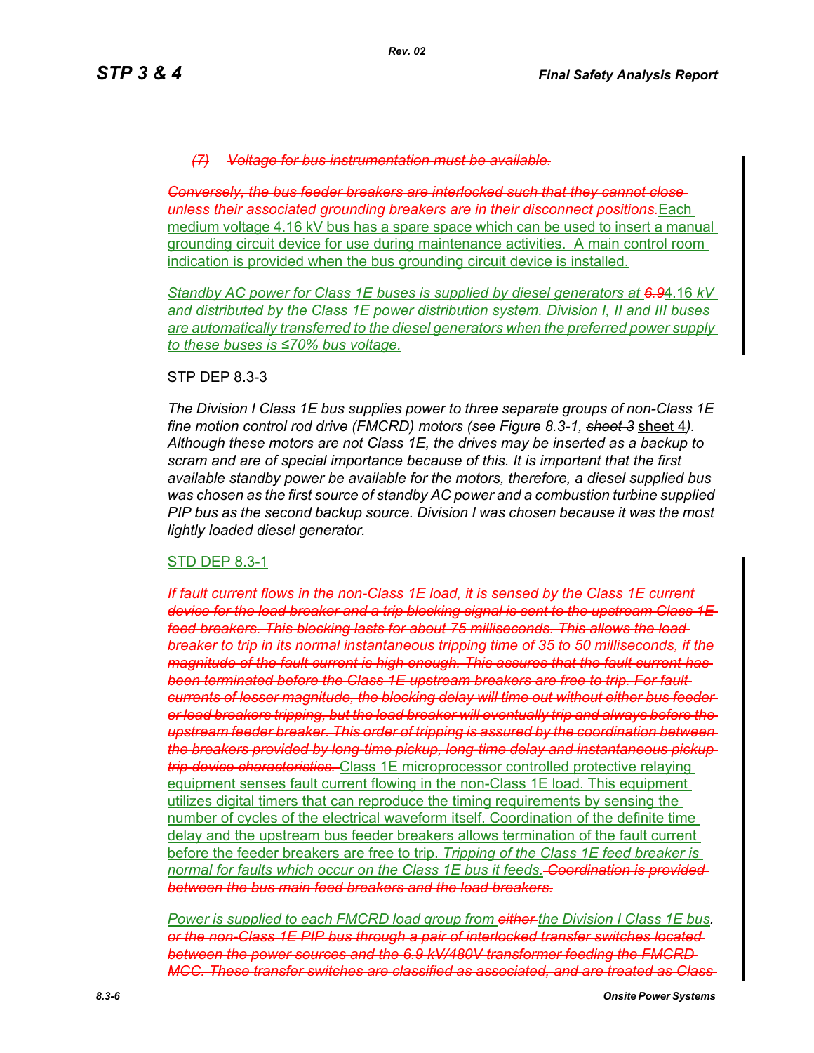~~*(7) Voltage for bus instrumentation must be available.*~~

~~*Conversely, the bus feeder breakers are interlocked such that they cannot close unless their associated grounding breakers are in their disconnect positions.*~~Each medium voltage 4.16 kV bus has a spare space which can be used to insert a manual grounding circuit device for use during maintenance activities. A main control room indication is provided when the bus grounding circuit device is installed.

*Standby AC power for Class 1E buses is supplied by diesel generators at ~~6.9~~4.16 kV and distributed by the Class 1E power distribution system. Division I, II and III buses are automatically transferred to the diesel generators when the preferred power supply to these buses is ≤70% bus voltage.*

STP DEP 8.3-3

*The Division I Class 1E bus supplies power to three separate groups of non-Class 1E fine motion control rod drive (FMCRD) motors (see Figure 8.3-1, ~~sheet 3~~* sheet 4*). Although these motors are not Class 1E, the drives may be inserted as a backup to scram and are of special importance because of this. It is important that the first available standby power be available for the motors, therefore, a diesel supplied bus was chosen as the first source of standby AC power and a combustion turbine supplied PIP bus as the second backup source. Division I was chosen because it was the most lightly loaded diesel generator.*

STD DEP 8.3-1

~~*If fault current flows in the non-Class 1E load, it is sensed by the Class 1E current device for the load breaker and a trip blocking signal is sent to the upstream Class 1E feed breakers. This blocking lasts for about 75 milliseconds. This allows the load breaker to trip in its normal instantaneous tripping time of 35 to 50 milliseconds, if the magnitude of the fault current is high enough. This assures that the fault current has been terminated before the Class 1E upstream breakers are free to trip. For fault currents of lesser magnitude, the blocking delay will time out without either bus feeder or load breakers tripping, but the load breaker will eventually trip and always before the upstream feeder breaker. This order of tripping is assured by the coordination between the breakers provided by long-time pickup, long-time delay and instantaneous pickup trip device characteristics.*~~ Class 1E microprocessor controlled protective relaying equipment senses fault current flowing in the non-Class 1E load. This equipment utilizes digital timers that can reproduce the timing requirements by sensing the number of cycles of the electrical waveform itself. Coordination of the definite time delay and the upstream bus feeder breakers allows termination of the fault current before the feeder breakers are free to trip. *Tripping of the Class 1E feed breaker is normal for faults which occur on the Class 1E bus it feeds.* ~~*Coordination is provided between the bus main feed breakers and the load breakers.*~~

*Power is supplied to each FMCRD load group from ~~either~~ the Division I Class 1E bus. ~~or the non-Class 1E PIP bus through a pair of interlocked transfer switches located between the power sources and the 6.9 kV/480V transformer feeding the FMCRD MCC. These transfer switches are classified as associated, and are treated as Class~~*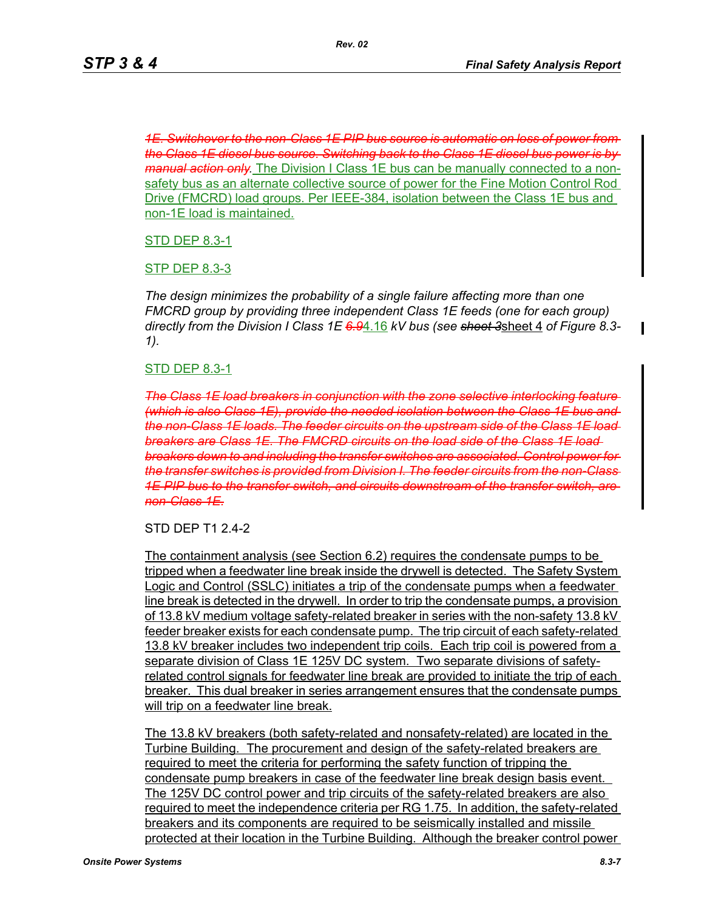~~*1E. Switchover to the non-Class 1E PIP bus source is automatic on loss of power from the Class 1E diesel bus source. Switching back to the Class 1E diesel bus power is by manual action only.*~~ The Division I Class 1E bus can be manually connected to a non-safety bus as an alternate collective source of power for the Fine Motion Control Rod Drive (FMCRD) load groups. Per IEEE-384, isolation between the Class 1E bus and non-1E load is maintained.

STD DEP 8.3-1

STP DEP 8.3-3

*The design minimizes the probability of a single failure affecting more than one FMCRD group by providing three independent Class 1E feeds (one for each group) directly from the Division I Class 1E ~~6.9~~*4.16 *kV bus (see ~~sheet 3~~*sheet 4 *of Figure 8.3-1).*

STD DEP 8.3-1

~~*The Class 1E load breakers in conjunction with the zone selective interlocking feature (which is also Class 1E), provide the needed isolation between the Class 1E bus and the non-Class 1E loads. The feeder circuits on the upstream side of the Class 1E load breakers are Class 1E. The FMCRD circuits on the load side of the Class 1E load breakers down to and including the transfer switches are associated. Control power for the transfer switches is provided from Division I. The feeder circuits from the non-Class 1E PIP bus to the transfer switch, and circuits downstream of the transfer switch, are non-Class 1E.*~~

STD DEP T1 2.4-2

The containment analysis (see Section 6.2) requires the condensate pumps to be tripped when a feedwater line break inside the drywell is detected. The Safety System Logic and Control (SSLC) initiates a trip of the condensate pumps when a feedwater line break is detected in the drywell. In order to trip the condensate pumps, a provision of 13.8 kV medium voltage safety-related breaker in series with the non-safety 13.8 kV feeder breaker exists for each condensate pump. The trip circuit of each safety-related 13.8 kV breaker includes two independent trip coils. Each trip coil is powered from a separate division of Class 1E 125V DC system. Two separate divisions of safety-related control signals for feedwater line break are provided to initiate the trip of each breaker. This dual breaker in series arrangement ensures that the condensate pumps will trip on a feedwater line break.

The 13.8 kV breakers (both safety-related and nonsafety-related) are located in the Turbine Building. The procurement and design of the safety-related breakers are required to meet the criteria for performing the safety function of tripping the condensate pump breakers in case of the feedwater line break design basis event. The 125V DC control power and trip circuits of the safety-related breakers are also required to meet the independence criteria per RG 1.75. In addition, the safety-related breakers and its components are required to be seismically installed and missile protected at their location in the Turbine Building. Although the breaker control power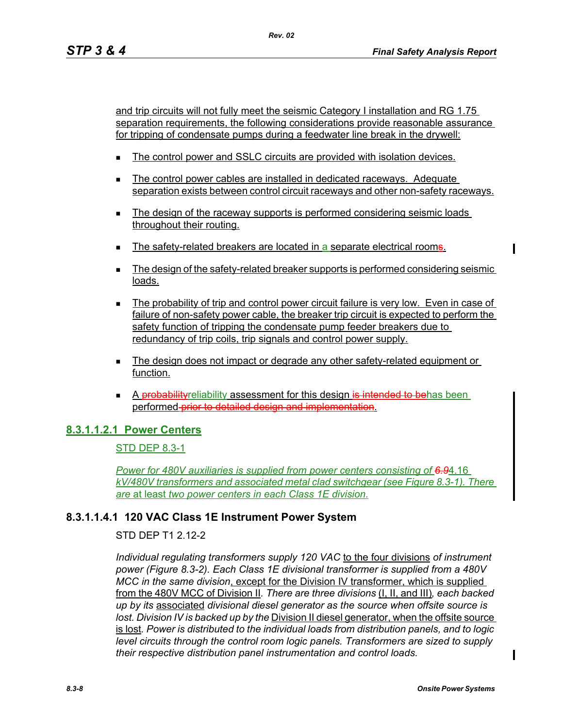and trip circuits will not fully meet the seismic Category I installation and RG 1.75 separation requirements, the following considerations provide reasonable assurance for tripping of condensate pumps during a feedwater line break in the drywell:

- The control power and SSLC circuits are provided with isolation devices.
- The control power cables are installed in dedicated raceways. Adequate separation exists between control circuit raceways and other non-safety raceways.
- The design of the raceway supports is performed considering seismic loads throughout their routing.
- The safety-related breakers are located in a separate electrical rooms.
- The design of the safety-related breaker supports is performed considering seismic loads.
- The probability of trip and control power circuit failure is very low. Even in case of failure of non-safety power cable, the breaker trip circuit is expected to perform the safety function of tripping the condensate pump feeder breakers due to redundancy of trip coils, trip signals and control power supply.
- The design does not impact or degrade any other safety-related equipment or function.
- A ~~probability~~reliability assessment for this design ~~is intended to be~~has been performed ~~prior to detailed design and implementation~~.

## 8.3.1.1.2.1 Power Centers

STD DEP 8.3-1

*Power for 480V auxiliaries is supplied from power centers consisting of ~~6.9~~4.16 kV/480V transformers and associated metal clad switchgear (see Figure 8.3-1). There are* at least *two power centers in each Class 1E division.*

## 8.3.1.1.4.1 120 VAC Class 1E Instrument Power System

STD DEP T1 2.12-2

*Individual regulating transformers supply 120 VAC* to the four divisions *of instrument power (Figure 8.3-2). Each Class 1E divisional transformer is supplied from a 480V MCC in the same division*, except for the Division IV transformer, which is supplied from the 480V MCC of Division II*. There are three divisions* (I, II, and III)*, each backed up by its* associated *divisional diesel generator as the source when offsite source is lost. Division IV is backed up by the* Division II diesel generator, when the offsite source is lost*. Power is distributed to the individual loads from distribution panels, and to logic level circuits through the control room logic panels. Transformers are sized to supply their respective distribution panel instrumentation and control loads.*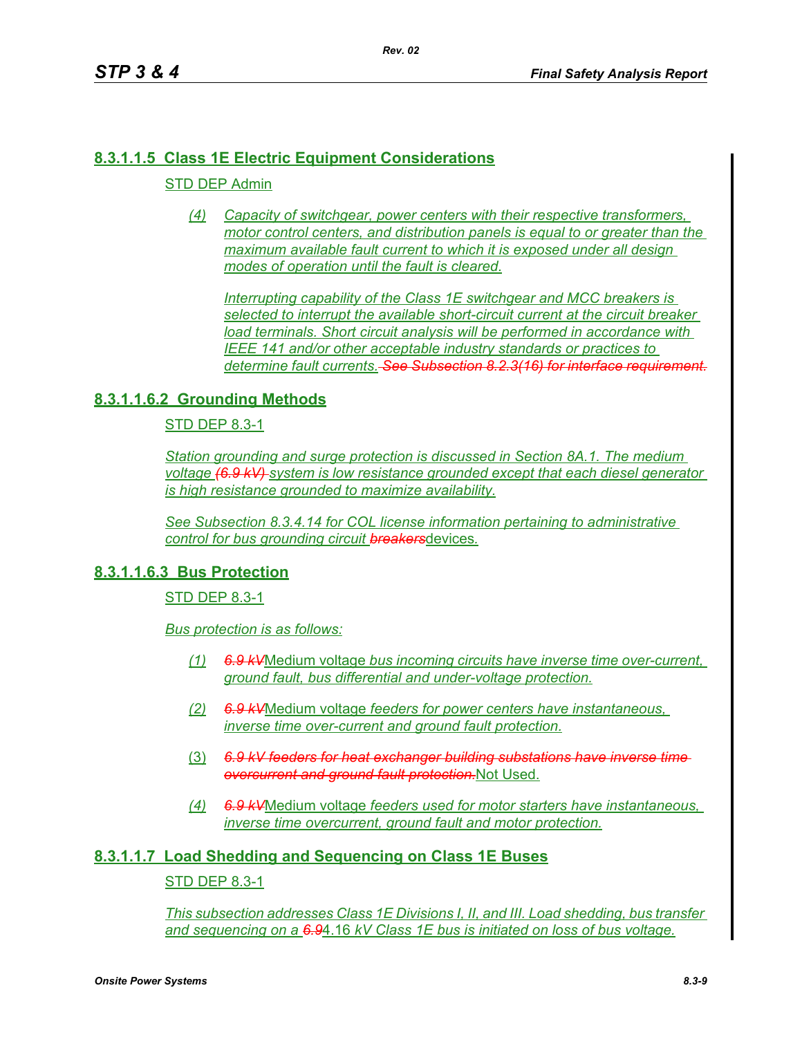## 8.3.1.1.5 Class 1E Electric Equipment Considerations

STD DEP Admin

*(4) Capacity of switchgear, power centers with their respective transformers, motor control centers, and distribution panels is equal to or greater than the maximum available fault current to which it is exposed under all design modes of operation until the fault is cleared.*

*Interrupting capability of the Class 1E switchgear and MCC breakers is selected to interrupt the available short-circuit current at the circuit breaker load terminals. Short circuit analysis will be performed in accordance with IEEE 141 and/or other acceptable industry standards or practices to determine fault currents.* ~~*See Subsection 8.2.3(16) for interface requirement.*~~

## 8.3.1.1.6.2 Grounding Methods

STD DEP 8.3-1

*Station grounding and surge protection is discussed in Section 8A.1. The medium voltage* ~~*(6.9 kV)*~~ *system is low resistance grounded except that each diesel generator is high resistance grounded to maximize availability.*

*See Subsection 8.3.4.14 for COL license information pertaining to administrative control for bus grounding circuit* ~~*breakers*~~devices*.*

## 8.3.1.1.6.3 Bus Protection

STD DEP 8.3-1

*Bus protection is as follows:*

*(1)* ~~*6.9 kV*~~Medium voltage *bus incoming circuits have inverse time over-current, ground fault, bus differential and under-voltage protection.*

*(2)* ~~*6.9 kV*~~Medium voltage *feeders for power centers have instantaneous, inverse time over-current and ground fault protection.*

(3) ~~*6.9 kV feeders for heat exchanger building substations have inverse time overcurrent and ground fault protection.*~~Not Used.

*(4)* ~~*6.9 kV*~~Medium voltage *feeders used for motor starters have instantaneous, inverse time overcurrent, ground fault and motor protection.*

## 8.3.1.1.7 Load Shedding and Sequencing on Class 1E Buses

STD DEP 8.3-1

*This subsection addresses Class 1E Divisions I, II, and III. Load shedding, bus transfer and sequencing on a* ~~*6.9*~~4.16 *kV Class 1E bus is initiated on loss of bus voltage.*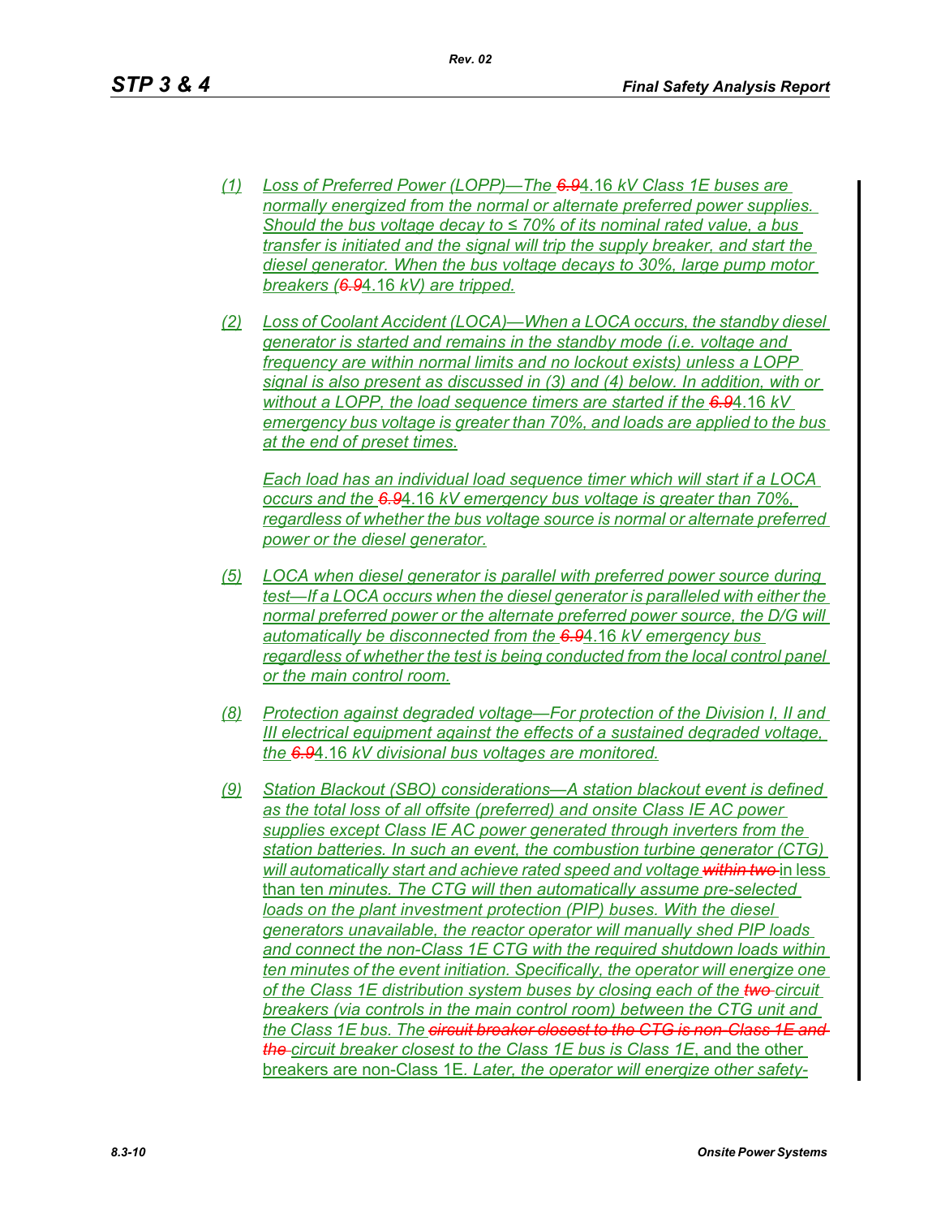(1) *Loss of Preferred Power (LOPP)—The ~~6.9~~4.16 kV Class 1E buses are normally energized from the normal or alternate preferred power supplies. Should the bus voltage decay to ≤ 70% of its nominal rated value, a bus transfer is initiated and the signal will trip the supply breaker, and start the diesel generator. When the bus voltage decays to 30%, large pump motor breakers (~~6.9~~4.16 kV) are tripped.*

(2) *Loss of Coolant Accident (LOCA)—When a LOCA occurs, the standby diesel generator is started and remains in the standby mode (i.e. voltage and frequency are within normal limits and no lockout exists) unless a LOPP signal is also present as discussed in (3) and (4) below. In addition, with or without a LOPP, the load sequence timers are started if the ~~6.9~~4.16 kV emergency bus voltage is greater than 70%, and loads are applied to the bus at the end of preset times.*

*Each load has an individual load sequence timer which will start if a LOCA occurs and the ~~6.9~~4.16 kV emergency bus voltage is greater than 70%, regardless of whether the bus voltage source is normal or alternate preferred power or the diesel generator.*

(5) *LOCA when diesel generator is parallel with preferred power source during test—If a LOCA occurs when the diesel generator is paralleled with either the normal preferred power or the alternate preferred power source, the D/G will automatically be disconnected from the ~~6.9~~4.16 kV emergency bus regardless of whether the test is being conducted from the local control panel or the main control room.*

(8) *Protection against degraded voltage—For protection of the Division I, II and III electrical equipment against the effects of a sustained degraded voltage, the ~~6.9~~4.16 kV divisional bus voltages are monitored.*

(9) *Station Blackout (SBO) considerations—A station blackout event is defined as the total loss of all offsite (preferred) and onsite Class IE AC power supplies except Class IE AC power generated through inverters from the station batteries. In such an event, the combustion turbine generator (CTG) will automatically start and achieve rated speed and voltage ~~within two~~* in less than ten *minutes. The CTG will then automatically assume pre-selected loads on the plant investment protection (PIP) buses. With the diesel generators unavailable, the reactor operator will manually shed PIP loads and connect the non-Class 1E CTG with the required shutdown loads within ten minutes of the event initiation. Specifically, the operator will energize one of the Class 1E distribution system buses by closing each of the ~~two~~ circuit breakers (via controls in the main control room) between the CTG unit and the Class 1E bus. The ~~circuit breaker closest to the CTG is non-Class 1E and the~~ circuit breaker closest to the Class 1E bus is Class 1E*, and the other breakers are non-Class 1E. *Later, the operator will energize other safety-*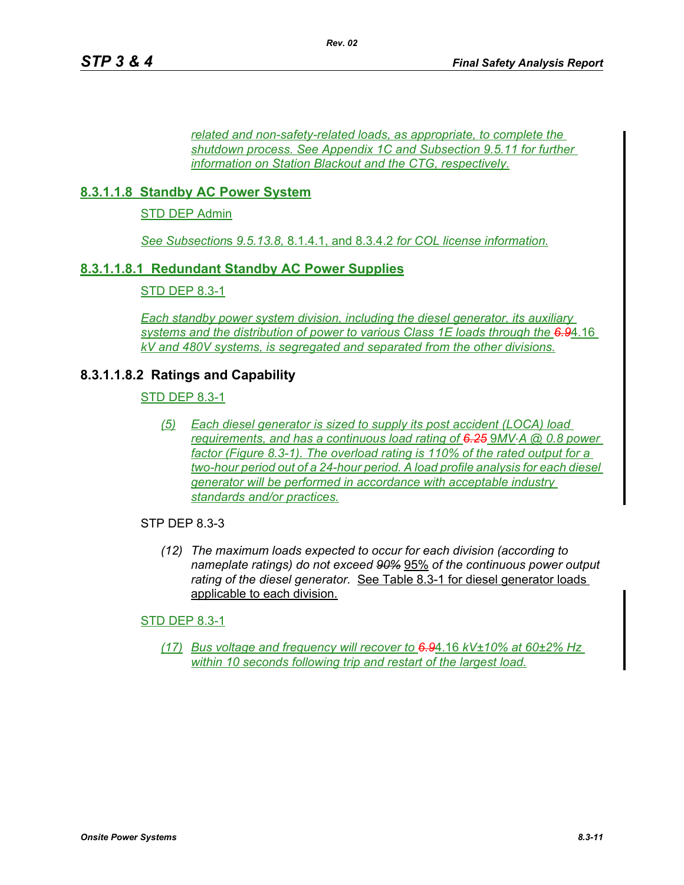*related and non-safety-related loads, as appropriate, to complete the shutdown process. See Appendix 1C and Subsection 9.5.11 for further information on Station Blackout and the CTG, respectively.*

## 8.3.1.1.8 Standby AC Power System

STD DEP Admin

*See Subsection*s *9.5.13.8*, 8.1.4.1, and 8.3.4.2 *for COL license information.*

## 8.3.1.1.8.1 Redundant Standby AC Power Supplies

STD DEP 8.3-1

*Each standby power system division, including the diesel generator, its auxiliary systems and the distribution of power to various Class 1E loads through the ~~6.9~~*4.16 *kV and 480V systems, is segregated and separated from the other divisions.*

## 8.3.1.1.8.2 Ratings and Capability

STD DEP 8.3-1

*(5) Each diesel generator is sized to supply its post accident (LOCA) load requirements, and has a continuous load rating of ~~6.25~~ 9MV·A @ 0.8 power factor (Figure 8.3-1). The overload rating is 110% of the rated output for a two-hour period out of a 24-hour period. A load profile analysis for each diesel generator will be performed in accordance with acceptable industry standards and/or practices.*

STP DEP 8.3-3

*(12) The maximum loads expected to occur for each division (according to nameplate ratings) do not exceed ~~90%~~* 95% *of the continuous power output rating of the diesel generator.* See Table 8.3-1 for diesel generator loads applicable to each division.

STD DEP 8.3-1

*(17) Bus voltage and frequency will recover to ~~6.9~~*4.16 *kV±10% at 60±2% Hz within 10 seconds following trip and restart of the largest load.*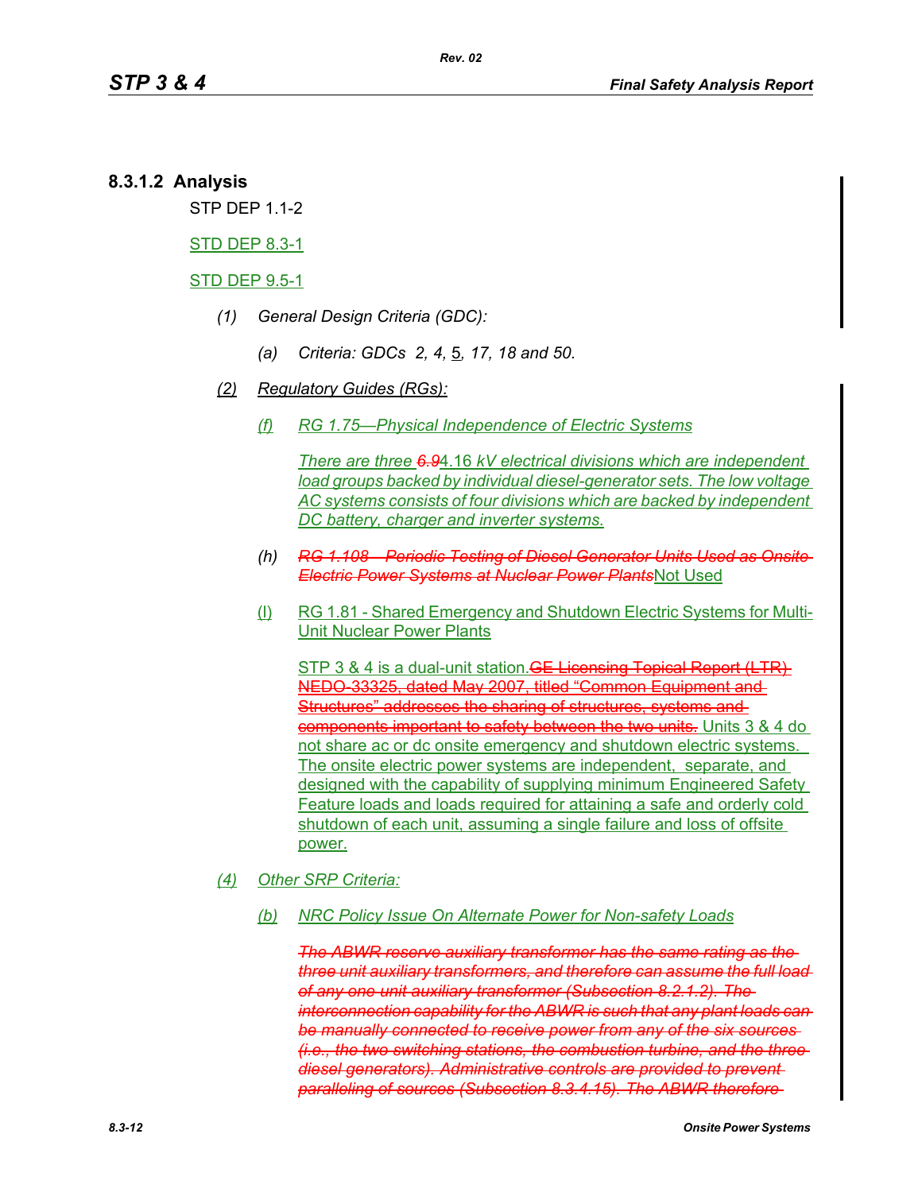## 8.3.1.2 Analysis

STP DEP 1.1-2

STD DEP 8.3-1

STD DEP 9.5-1

*(1)* *General Design Criteria (GDC):*

*(a)* *Criteria: GDCs 2, 4, 5, 17, 18 and 50.*

*(2)* *Regulatory Guides (RGs):*

*(f)* *RG 1.75—Physical Independence of Electric Systems*

*There are three ~~6.9~~*4.16 *kV electrical divisions which are independent load groups backed by individual diesel-generator sets. The low voltage AC systems consists of four divisions which are backed by independent DC battery, charger and inverter systems.*

*(h)* ~~*RG 1.108—Periodic Testing of Diesel Generator Units Used as Onsite Electric Power Systems at Nuclear Power Plants*~~Not Used

(l) RG 1.81 - Shared Emergency and Shutdown Electric Systems for Multi-Unit Nuclear Power Plants

STP 3 & 4 is a dual-unit station.~~GE Licensing Topical Report (LTR) NEDO-33325, dated May 2007, titled "Common Equipment and Structures" addresses the sharing of structures, systems and components important to safety between the two units.~~ Units 3 & 4 do not share ac or dc onsite emergency and shutdown electric systems. The onsite electric power systems are independent, separate, and designed with the capability of supplying minimum Engineered Safety Feature loads and loads required for attaining a safe and orderly cold shutdown of each unit, assuming a single failure and loss of offsite power.

*(4)* *Other SRP Criteria:*

*(b)* *NRC Policy Issue On Alternate Power for Non-safety Loads*

~~*The ABWR reserve auxiliary transformer has the same rating as the three unit auxiliary transformers, and therefore can assume the full load of any one unit auxiliary transformer (Subsection 8.2.1.2). The interconnection capability for the ABWR is such that any plant loads can be manually connected to receive power from any of the six sources (i.e., the two switching stations, the combustion turbine, and the three diesel generators). Administrative controls are provided to prevent paralleling of sources (Subsection 8.3.4.15). The ABWR therefore*~~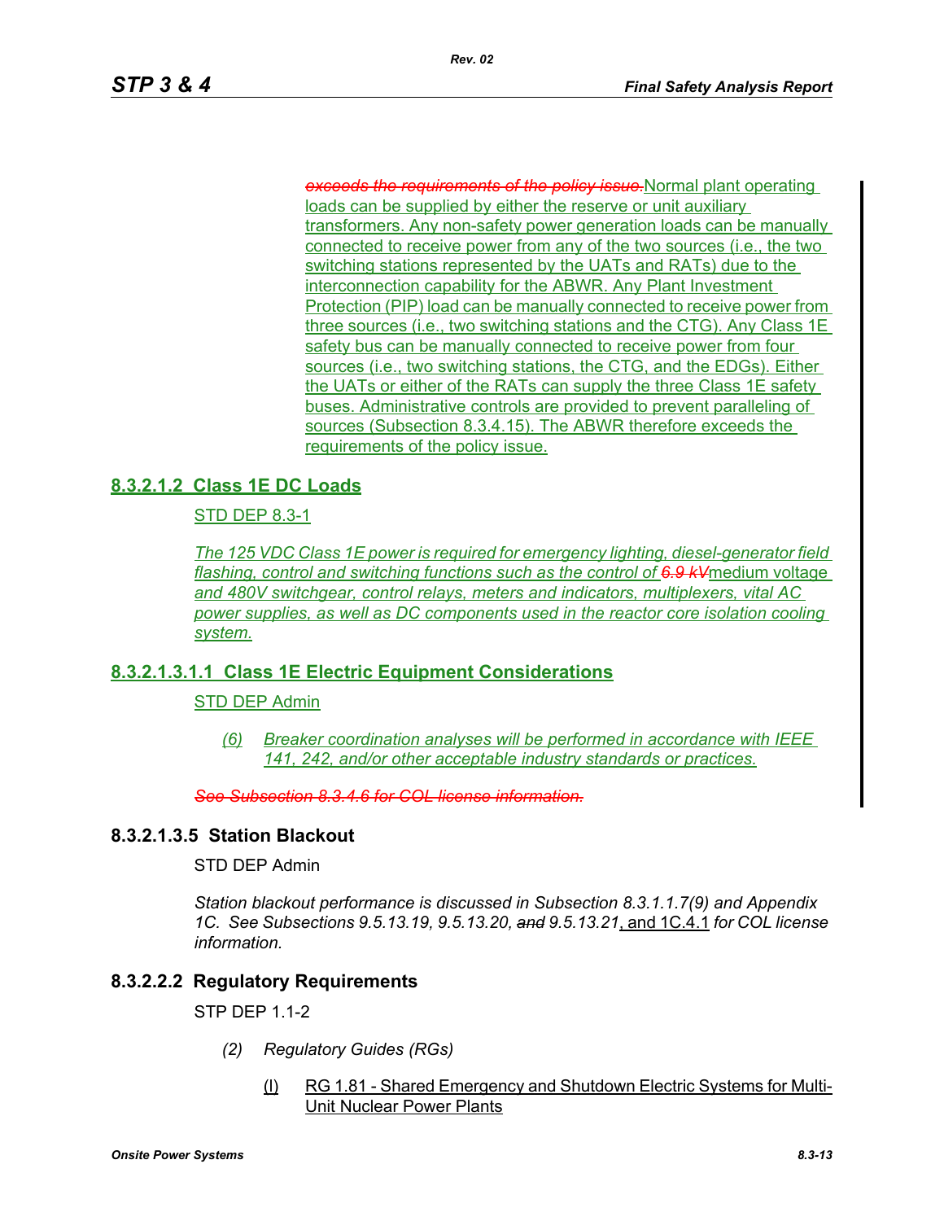~~*exceeds the requirements of the policy issue.*~~Normal plant operating loads can be supplied by either the reserve or unit auxiliary transformers. Any non-safety power generation loads can be manually connected to receive power from any of the two sources (i.e., the two switching stations represented by the UATs and RATs) due to the interconnection capability for the ABWR. Any Plant Investment Protection (PIP) load can be manually connected to receive power from three sources (i.e., two switching stations and the CTG). Any Class 1E safety bus can be manually connected to receive power from four sources (i.e., two switching stations, the CTG, and the EDGs). Either the UATs or either of the RATs can supply the three Class 1E safety buses. Administrative controls are provided to prevent paralleling of sources (Subsection 8.3.4.15). The ABWR therefore exceeds the requirements of the policy issue.

## 8.3.2.1.2 Class 1E DC Loads

STD DEP 8.3-1

*The 125 VDC Class 1E power is required for emergency lighting, diesel-generator field flashing, control and switching functions such as the control of ~~6.9 kV~~*medium voltage *and 480V switchgear, control relays, meters and indicators, multiplexers, vital AC power supplies, as well as DC components used in the reactor core isolation cooling system.*

## 8.3.2.1.3.1.1 Class 1E Electric Equipment Considerations

STD DEP Admin

(6) *Breaker coordination analyses will be performed in accordance with IEEE 141, 242, and/or other acceptable industry standards or practices.*

~~*See Subsection 8.3.4.6 for COL license information.*~~

## 8.3.2.1.3.5 Station Blackout

STD DEP Admin

*Station blackout performance is discussed in Subsection 8.3.1.1.7(9) and Appendix 1C. See Subsections 9.5.13.19, 9.5.13.20, ~~and~~ 9.5.13.21*, and 1C.4.1 *for COL license information.*

## 8.3.2.2.2 Regulatory Requirements

STP DEP 1.1-2

(2) *Regulatory Guides (RGs)*

(l) RG 1.81 - Shared Emergency and Shutdown Electric Systems for Multi-Unit Nuclear Power Plants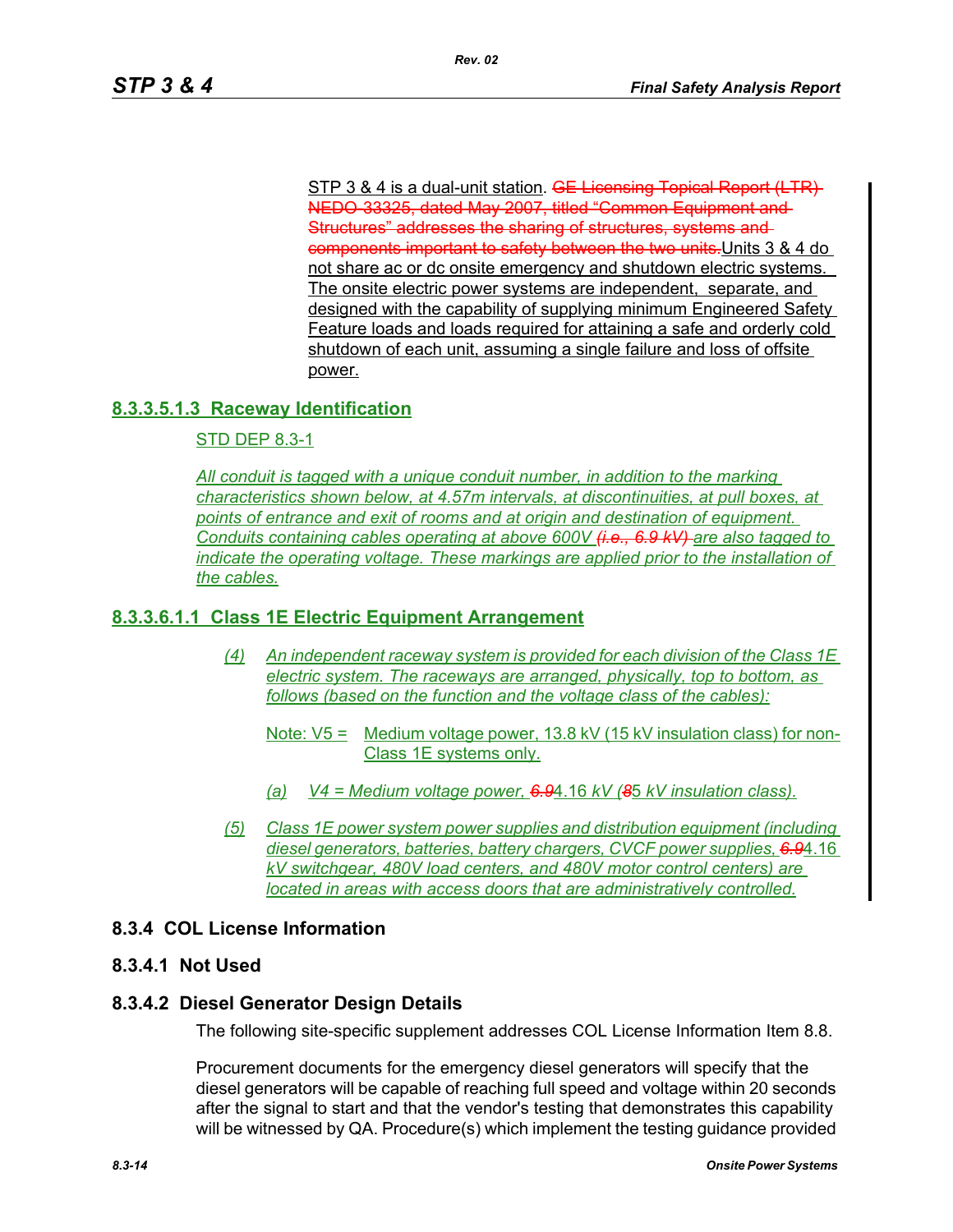STP 3 & 4 is a dual-unit station. ~~GE Licensing Topical Report (LTR) NEDO-33325, dated May 2007, titled "Common Equipment and Structures" addresses the sharing of structures, systems and components important to safety between the two units.~~ Units 3 & 4 do not share ac or dc onsite emergency and shutdown electric systems. The onsite electric power systems are independent, separate, and designed with the capability of supplying minimum Engineered Safety Feature loads and loads required for attaining a safe and orderly cold shutdown of each unit, assuming a single failure and loss of offsite power.

### 8.3.3.5.1.3 Raceway Identification

STD DEP 8.3-1

*All conduit is tagged with a unique conduit number, in addition to the marking characteristics shown below, at 4.57m intervals, at discontinuities, at pull boxes, at points of entrance and exit of rooms and at origin and destination of equipment. Conduits containing cables operating at above 600V ~~(i.e., 6.9 kV)~~ are also tagged to indicate the operating voltage. These markings are applied prior to the installation of the cables.*

### 8.3.3.6.1.1 Class 1E Electric Equipment Arrangement

*(4) An independent raceway system is provided for each division of the Class 1E electric system. The raceways are arranged, physically, top to bottom, as follows (based on the function and the voltage class of the cables):*

Note: V5 = Medium voltage power, 13.8 kV (15 kV insulation class) for non-Class 1E systems only.

*(a) V4 = Medium voltage power, ~~6.9~~4.16 kV (~~8~~5 kV insulation class).*

*(5) Class 1E power system power supplies and distribution equipment (including diesel generators, batteries, battery chargers, CVCF power supplies, ~~6.9~~4.16 kV switchgear, 480V load centers, and 480V motor control centers) are located in areas with access doors that are administratively controlled.*

## 8.3.4 COL License Information

### 8.3.4.1 Not Used

### 8.3.4.2 Diesel Generator Design Details

The following site-specific supplement addresses COL License Information Item 8.8.

Procurement documents for the emergency diesel generators will specify that the diesel generators will be capable of reaching full speed and voltage within 20 seconds after the signal to start and that the vendor's testing that demonstrates this capability will be witnessed by QA. Procedure(s) which implement the testing guidance provided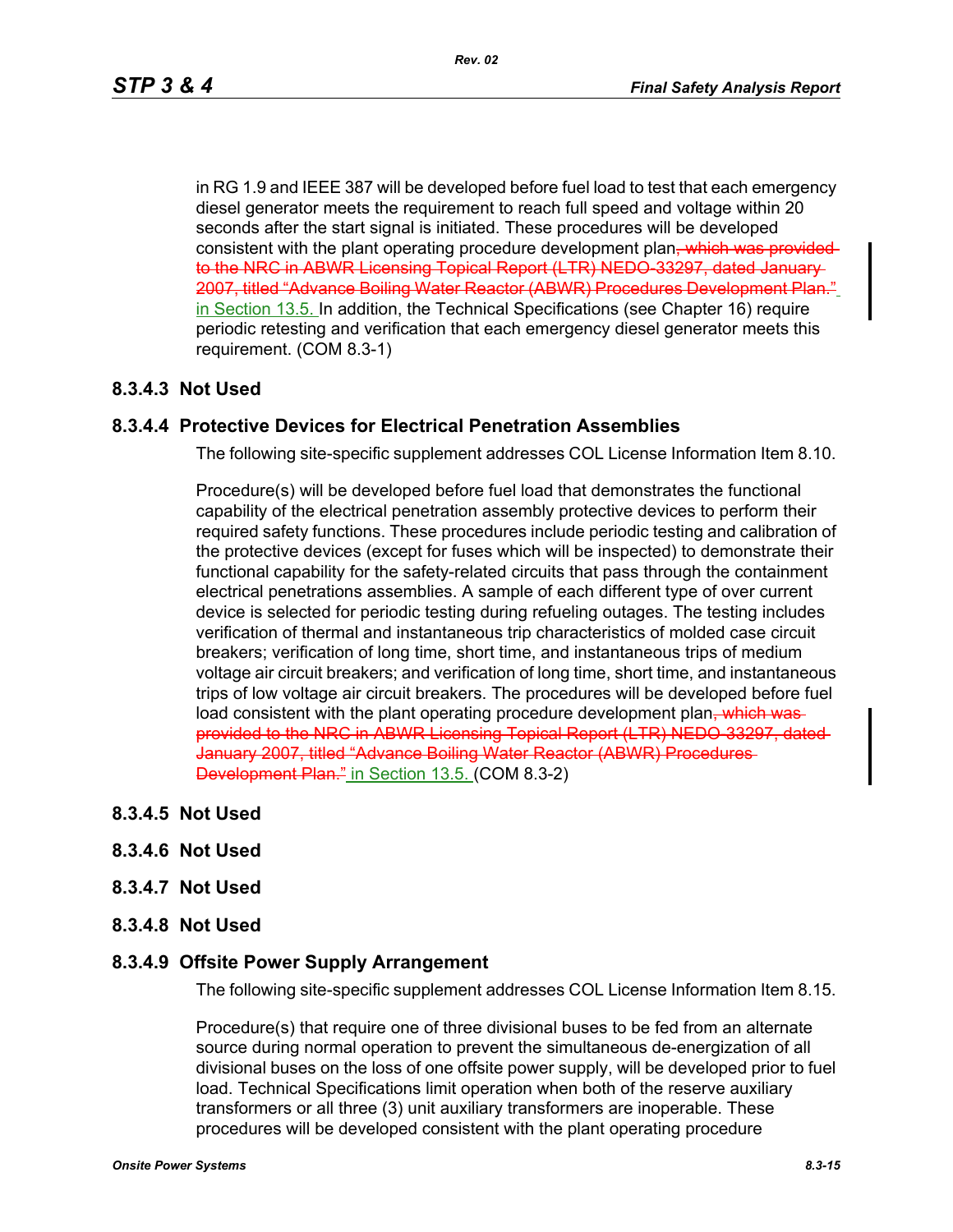in RG 1.9 and IEEE 387 will be developed before fuel load to test that each emergency diesel generator meets the requirement to reach full speed and voltage within 20 seconds after the start signal is initiated. These procedures will be developed consistent with the plant operating procedure development plan~~, which was provided to the NRC in ABWR Licensing Topical Report (LTR) NEDO-33297, dated January 2007, titled "Advance Boiling Water Reactor (ABWR) Procedures Development Plan."~~ in Section 13.5. In addition, the Technical Specifications (see Chapter 16) require periodic retesting and verification that each emergency diesel generator meets this requirement. (COM 8.3-1)

### 8.3.4.3 Not Used

### 8.3.4.4 Protective Devices for Electrical Penetration Assemblies

The following site-specific supplement addresses COL License Information Item 8.10.

Procedure(s) will be developed before fuel load that demonstrates the functional capability of the electrical penetration assembly protective devices to perform their required safety functions. These procedures include periodic testing and calibration of the protective devices (except for fuses which will be inspected) to demonstrate their functional capability for the safety-related circuits that pass through the containment electrical penetrations assemblies. A sample of each different type of over current device is selected for periodic testing during refueling outages. The testing includes verification of thermal and instantaneous trip characteristics of molded case circuit breakers; verification of long time, short time, and instantaneous trips of medium voltage air circuit breakers; and verification of long time, short time, and instantaneous trips of low voltage air circuit breakers. The procedures will be developed before fuel load consistent with the plant operating procedure development plan~~, which was provided to the NRC in ABWR Licensing Topical Report (LTR) NEDO-33297, dated January 2007, titled "Advance Boiling Water Reactor (ABWR) Procedures Development Plan."~~ in Section 13.5. (COM 8.3-2)

### 8.3.4.5 Not Used

### 8.3.4.6 Not Used

### 8.3.4.7 Not Used

### 8.3.4.8 Not Used

### 8.3.4.9 Offsite Power Supply Arrangement

The following site-specific supplement addresses COL License Information Item 8.15.

Procedure(s) that require one of three divisional buses to be fed from an alternate source during normal operation to prevent the simultaneous de-energization of all divisional buses on the loss of one offsite power supply, will be developed prior to fuel load. Technical Specifications limit operation when both of the reserve auxiliary transformers or all three (3) unit auxiliary transformers are inoperable. These procedures will be developed consistent with the plant operating procedure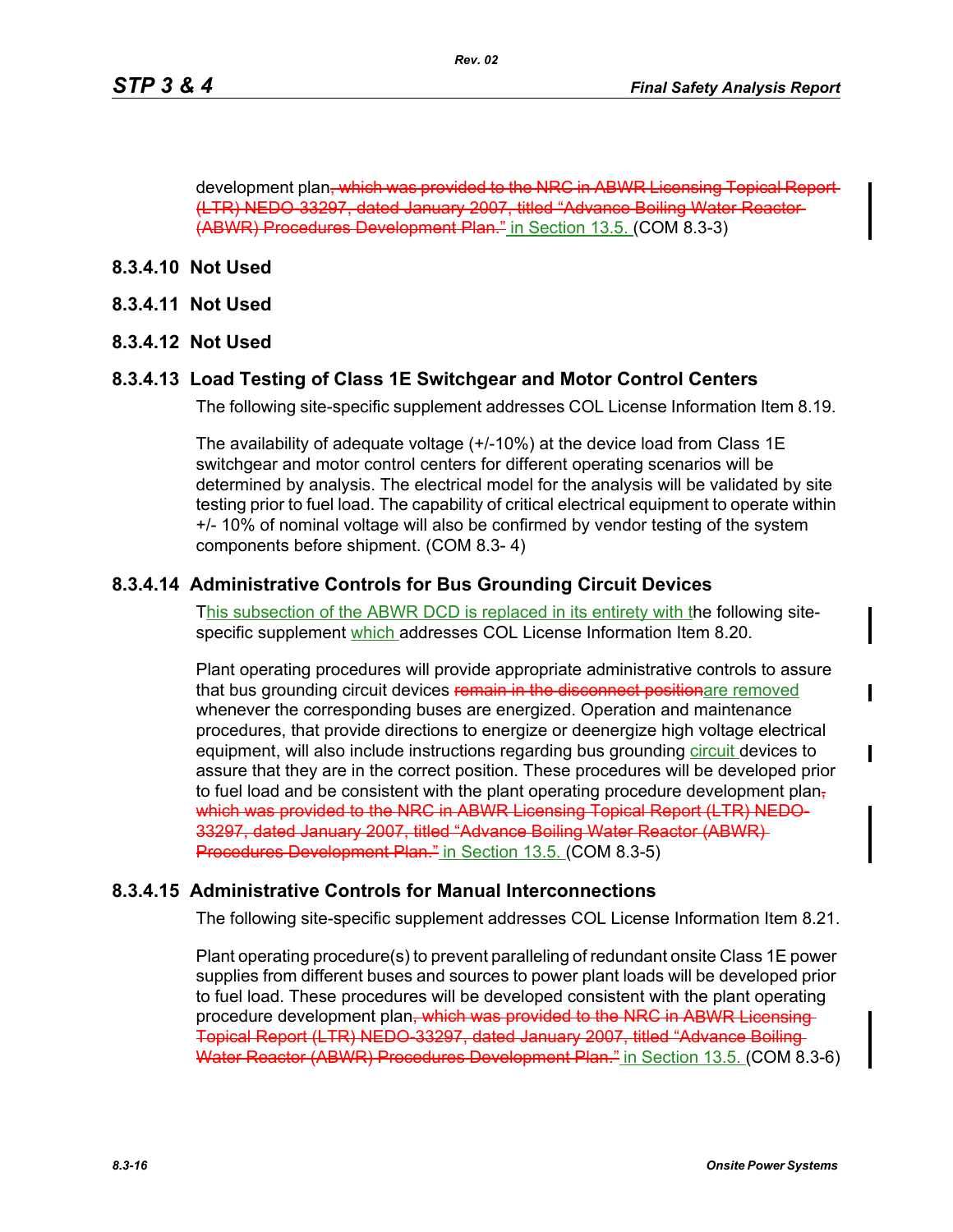development plan~~, which was provided to the NRC in ABWR Licensing Topical Report (LTR) NEDO-33297, dated January 2007, titled "Advance Boiling Water Reactor (ABWR) Procedures Development Plan."~~ in Section 13.5. (COM 8.3-3)

## 8.3.4.10 Not Used

## 8.3.4.11 Not Used

## 8.3.4.12 Not Used

## 8.3.4.13 Load Testing of Class 1E Switchgear and Motor Control Centers

The following site-specific supplement addresses COL License Information Item 8.19.

The availability of adequate voltage (+/-10%) at the device load from Class 1E switchgear and motor control centers for different operating scenarios will be determined by analysis. The electrical model for the analysis will be validated by site testing prior to fuel load. The capability of critical electrical equipment to operate within +/- 10% of nominal voltage will also be confirmed by vendor testing of the system components before shipment. (COM 8.3- 4)

## 8.3.4.14 Administrative Controls for Bus Grounding Circuit Devices

This subsection of the ABWR DCD is replaced in its entirety with the following site-specific supplement which addresses COL License Information Item 8.20.

Plant operating procedures will provide appropriate administrative controls to assure that bus grounding circuit devices ~~remain in the disconnect position~~are removed whenever the corresponding buses are energized. Operation and maintenance procedures, that provide directions to energize or deenergize high voltage electrical equipment, will also include instructions regarding bus grounding circuit devices to assure that they are in the correct position. These procedures will be developed prior to fuel load and be consistent with the plant operating procedure development plan~~, which was provided to the NRC in ABWR Licensing Topical Report (LTR) NEDO-33297, dated January 2007, titled "Advance Boiling Water Reactor (ABWR) Procedures Development Plan."~~ in Section 13.5. (COM 8.3-5)

## 8.3.4.15 Administrative Controls for Manual Interconnections

The following site-specific supplement addresses COL License Information Item 8.21.

Plant operating procedure(s) to prevent paralleling of redundant onsite Class 1E power supplies from different buses and sources to power plant loads will be developed prior to fuel load. These procedures will be developed consistent with the plant operating procedure development plan~~, which was provided to the NRC in ABWR Licensing Topical Report (LTR) NEDO-33297, dated January 2007, titled "Advance Boiling Water Reactor (ABWR) Procedures Development Plan."~~ in Section 13.5. (COM 8.3-6)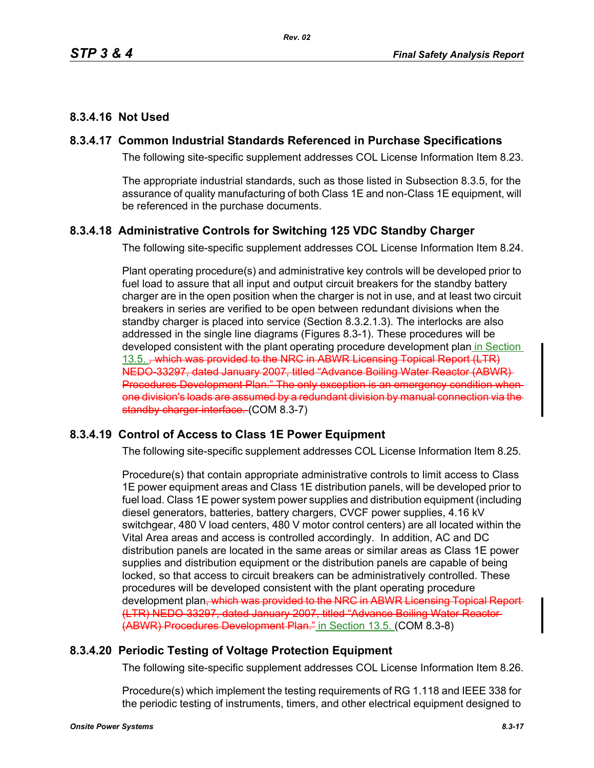### 8.3.4.16 Not Used

### 8.3.4.17 Common Industrial Standards Referenced in Purchase Specifications

The following site-specific supplement addresses COL License Information Item 8.23.

The appropriate industrial standards, such as those listed in Subsection 8.3.5, for the assurance of quality manufacturing of both Class 1E and non-Class 1E equipment, will be referenced in the purchase documents.

### 8.3.4.18 Administrative Controls for Switching 125 VDC Standby Charger

The following site-specific supplement addresses COL License Information Item 8.24.

Plant operating procedure(s) and administrative key controls will be developed prior to fuel load to assure that all input and output circuit breakers for the standby battery charger are in the open position when the charger is not in use, and at least two circuit breakers in series are verified to be open between redundant divisions when the standby charger is placed into service (Section 8.3.2.1.3). The interlocks are also addressed in the single line diagrams (Figures 8.3-1). These procedures will be developed consistent with the plant operating procedure development plan in Section 13.5. ~~, which was provided to the NRC in ABWR Licensing Topical Report (LTR) NEDO-33297, dated January 2007, titled "Advance Boiling Water Reactor (ABWR) Procedures Development Plan." The only exception is an emergency condition when one division's loads are assumed by a redundant division by manual connection via the standby charger interface.~~ (COM 8.3-7)

### 8.3.4.19 Control of Access to Class 1E Power Equipment

The following site-specific supplement addresses COL License Information Item 8.25.

Procedure(s) that contain appropriate administrative controls to limit access to Class 1E power equipment areas and Class 1E distribution panels, will be developed prior to fuel load. Class 1E power system power supplies and distribution equipment (including diesel generators, batteries, battery chargers, CVCF power supplies, 4.16 kV switchgear, 480 V load centers, 480 V motor control centers) are all located within the Vital Area areas and access is controlled accordingly. In addition, AC and DC distribution panels are located in the same areas or similar areas as Class 1E power supplies and distribution equipment or the distribution panels are capable of being locked, so that access to circuit breakers can be administratively controlled. These procedures will be developed consistent with the plant operating procedure development plan~~, which was provided to the NRC in ABWR Licensing Topical Report (LTR) NEDO-33297, dated January 2007, titled "Advance Boiling Water Reactor (ABWR) Procedures Development Plan."~~ in Section 13.5. (COM 8.3-8)

### 8.3.4.20 Periodic Testing of Voltage Protection Equipment

The following site-specific supplement addresses COL License Information Item 8.26.

Procedure(s) which implement the testing requirements of RG 1.118 and IEEE 338 for the periodic testing of instruments, timers, and other electrical equipment designed to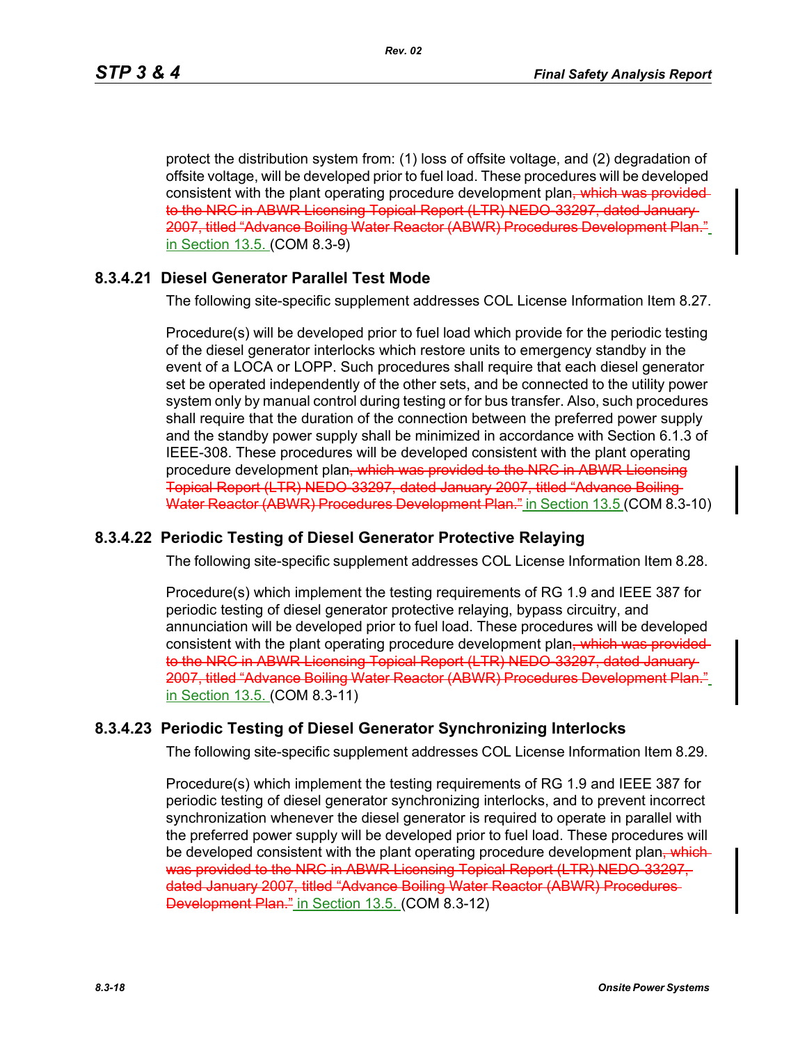protect the distribution system from: (1) loss of offsite voltage, and (2) degradation of offsite voltage, will be developed prior to fuel load. These procedures will be developed consistent with the plant operating procedure development plan~~, which was provided to the NRC in ABWR Licensing Topical Report (LTR) NEDO-33297, dated January 2007, titled "Advance Boiling Water Reactor (ABWR) Procedures Development Plan."~~ in Section 13.5. (COM 8.3-9)

### 8.3.4.21 Diesel Generator Parallel Test Mode

The following site-specific supplement addresses COL License Information Item 8.27.

Procedure(s) will be developed prior to fuel load which provide for the periodic testing of the diesel generator interlocks which restore units to emergency standby in the event of a LOCA or LOPP. Such procedures shall require that each diesel generator set be operated independently of the other sets, and be connected to the utility power system only by manual control during testing or for bus transfer. Also, such procedures shall require that the duration of the connection between the preferred power supply and the standby power supply shall be minimized in accordance with Section 6.1.3 of IEEE-308. These procedures will be developed consistent with the plant operating procedure development plan~~, which was provided to the NRC in ABWR Licensing Topical Report (LTR) NEDO-33297, dated January 2007, titled "Advance Boiling Water Reactor (ABWR) Procedures Development Plan."~~ in Section 13.5 (COM 8.3-10)

### 8.3.4.22 Periodic Testing of Diesel Generator Protective Relaying

The following site-specific supplement addresses COL License Information Item 8.28.

Procedure(s) which implement the testing requirements of RG 1.9 and IEEE 387 for periodic testing of diesel generator protective relaying, bypass circuitry, and annunciation will be developed prior to fuel load. These procedures will be developed consistent with the plant operating procedure development plan~~, which was provided to the NRC in ABWR Licensing Topical Report (LTR) NEDO-33297, dated January 2007, titled "Advance Boiling Water Reactor (ABWR) Procedures Development Plan."~~ in Section 13.5. (COM 8.3-11)

### 8.3.4.23 Periodic Testing of Diesel Generator Synchronizing Interlocks

The following site-specific supplement addresses COL License Information Item 8.29.

Procedure(s) which implement the testing requirements of RG 1.9 and IEEE 387 for periodic testing of diesel generator synchronizing interlocks, and to prevent incorrect synchronization whenever the diesel generator is required to operate in parallel with the preferred power supply will be developed prior to fuel load. These procedures will be developed consistent with the plant operating procedure development plan~~, which was provided to the NRC in ABWR Licensing Topical Report (LTR) NEDO-33297, dated January 2007, titled "Advance Boiling Water Reactor (ABWR) Procedures Development Plan."~~ in Section 13.5. (COM 8.3-12)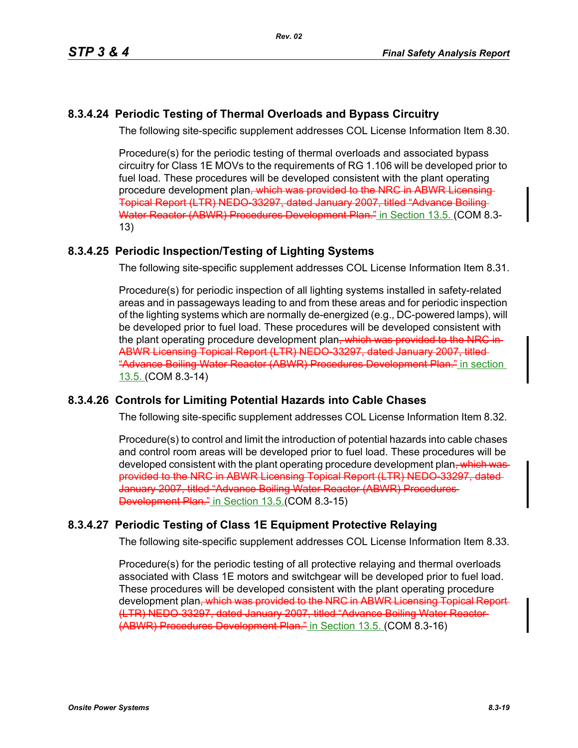## 8.3.4.24 Periodic Testing of Thermal Overloads and Bypass Circuitry

The following site-specific supplement addresses COL License Information Item 8.30.

Procedure(s) for the periodic testing of thermal overloads and associated bypass circuitry for Class 1E MOVs to the requirements of RG 1.106 will be developed prior to fuel load. These procedures will be developed consistent with the plant operating procedure development plan~~, which was provided to the NRC in ABWR Licensing Topical Report (LTR) NEDO-33297, dated January 2007, titled "Advance Boiling Water Reactor (ABWR) Procedures Development Plan."~~ in Section 13.5. (COM 8.3-13)

## 8.3.4.25 Periodic Inspection/Testing of Lighting Systems

The following site-specific supplement addresses COL License Information Item 8.31.

Procedure(s) for periodic inspection of all lighting systems installed in safety-related areas and in passageways leading to and from these areas and for periodic inspection of the lighting systems which are normally de-energized (e.g., DC-powered lamps), will be developed prior to fuel load. These procedures will be developed consistent with the plant operating procedure development plan~~, which was provided to the NRC in ABWR Licensing Topical Report (LTR) NEDO-33297, dated January 2007, titled "Advance Boiling Water Reactor (ABWR) Procedures Development Plan."~~ in section 13.5. (COM 8.3-14)

## 8.3.4.26 Controls for Limiting Potential Hazards into Cable Chases

The following site-specific supplement addresses COL License Information Item 8.32.

Procedure(s) to control and limit the introduction of potential hazards into cable chases and control room areas will be developed prior to fuel load. These procedures will be developed consistent with the plant operating procedure development plan~~, which was provided to the NRC in ABWR Licensing Topical Report (LTR) NEDO-33297, dated January 2007, titled "Advance Boiling Water Reactor (ABWR) Procedures Development Plan."~~ in Section 13.5.(COM 8.3-15)

## 8.3.4.27 Periodic Testing of Class 1E Equipment Protective Relaying

The following site-specific supplement addresses COL License Information Item 8.33.

Procedure(s) for the periodic testing of all protective relaying and thermal overloads associated with Class 1E motors and switchgear will be developed prior to fuel load. These procedures will be developed consistent with the plant operating procedure development plan~~, which was provided to the NRC in ABWR Licensing Topical Report (LTR) NEDO-33297, dated January 2007, titled "Advance Boiling Water Reactor (ABWR) Procedures Development Plan."~~ in Section 13.5. (COM 8.3-16)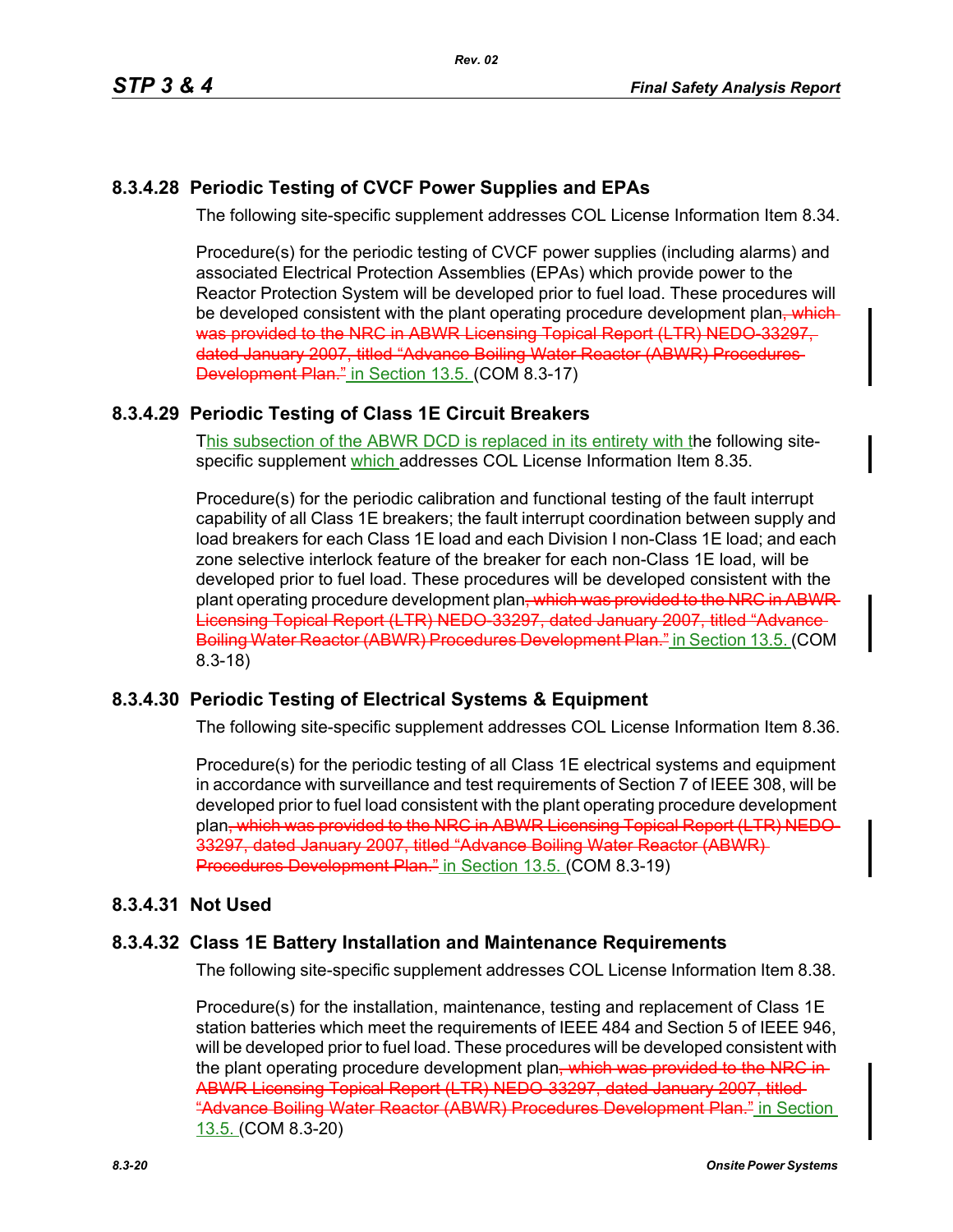### 8.3.4.28 Periodic Testing of CVCF Power Supplies and EPAs

The following site-specific supplement addresses COL License Information Item 8.34.

Procedure(s) for the periodic testing of CVCF power supplies (including alarms) and associated Electrical Protection Assemblies (EPAs) which provide power to the Reactor Protection System will be developed prior to fuel load. These procedures will be developed consistent with the plant operating procedure development plan~~, which was provided to the NRC in ABWR Licensing Topical Report (LTR) NEDO-33297, dated January 2007, titled "Advance Boiling Water Reactor (ABWR) Procedures Development Plan."~~ in Section 13.5. (COM 8.3-17)

### 8.3.4.29 Periodic Testing of Class 1E Circuit Breakers

This subsection of the ABWR DCD is replaced in its entirety with the following site-specific supplement which addresses COL License Information Item 8.35.

Procedure(s) for the periodic calibration and functional testing of the fault interrupt capability of all Class 1E breakers; the fault interrupt coordination between supply and load breakers for each Class 1E load and each Division I non-Class 1E load; and each zone selective interlock feature of the breaker for each non-Class 1E load, will be developed prior to fuel load. These procedures will be developed consistent with the plant operating procedure development plan~~, which was provided to the NRC in ABWR Licensing Topical Report (LTR) NEDO-33297, dated January 2007, titled "Advance Boiling Water Reactor (ABWR) Procedures Development Plan."~~ in Section 13.5. (COM 8.3-18)

### 8.3.4.30 Periodic Testing of Electrical Systems & Equipment

The following site-specific supplement addresses COL License Information Item 8.36.

Procedure(s) for the periodic testing of all Class 1E electrical systems and equipment in accordance with surveillance and test requirements of Section 7 of IEEE 308, will be developed prior to fuel load consistent with the plant operating procedure development plan~~, which was provided to the NRC in ABWR Licensing Topical Report (LTR) NEDO-33297, dated January 2007, titled "Advance Boiling Water Reactor (ABWR) Procedures Development Plan."~~ in Section 13.5. (COM 8.3-19)

### 8.3.4.31 Not Used

### 8.3.4.32 Class 1E Battery Installation and Maintenance Requirements

The following site-specific supplement addresses COL License Information Item 8.38.

Procedure(s) for the installation, maintenance, testing and replacement of Class 1E station batteries which meet the requirements of IEEE 484 and Section 5 of IEEE 946, will be developed prior to fuel load. These procedures will be developed consistent with the plant operating procedure development plan~~, which was provided to the NRC in ABWR Licensing Topical Report (LTR) NEDO-33297, dated January 2007, titled "Advance Boiling Water Reactor (ABWR) Procedures Development Plan."~~ in Section 13.5. (COM 8.3-20)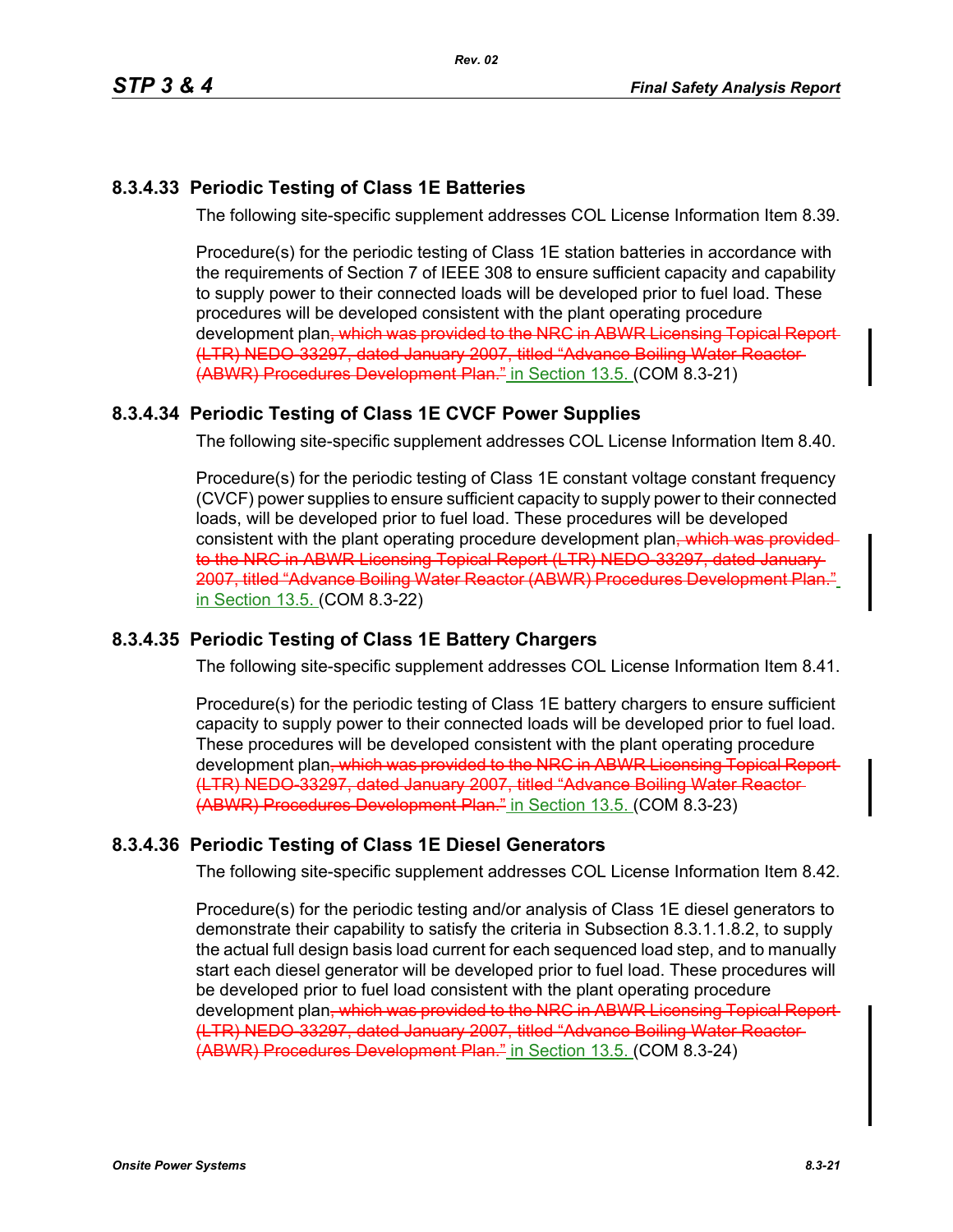### 8.3.4.33 Periodic Testing of Class 1E Batteries

The following site-specific supplement addresses COL License Information Item 8.39.

Procedure(s) for the periodic testing of Class 1E station batteries in accordance with the requirements of Section 7 of IEEE 308 to ensure sufficient capacity and capability to supply power to their connected loads will be developed prior to fuel load. These procedures will be developed consistent with the plant operating procedure development plan~~, which was provided to the NRC in ABWR Licensing Topical Report (LTR) NEDO-33297, dated January 2007, titled "Advance Boiling Water Reactor (ABWR) Procedures Development Plan."~~ in Section 13.5. (COM 8.3-21)

### 8.3.4.34 Periodic Testing of Class 1E CVCF Power Supplies

The following site-specific supplement addresses COL License Information Item 8.40.

Procedure(s) for the periodic testing of Class 1E constant voltage constant frequency (CVCF) power supplies to ensure sufficient capacity to supply power to their connected loads, will be developed prior to fuel load. These procedures will be developed consistent with the plant operating procedure development plan~~, which was provided to the NRC in ABWR Licensing Topical Report (LTR) NEDO-33297, dated January 2007, titled "Advance Boiling Water Reactor (ABWR) Procedures Development Plan."~~ in Section 13.5. (COM 8.3-22)

### 8.3.4.35 Periodic Testing of Class 1E Battery Chargers

The following site-specific supplement addresses COL License Information Item 8.41.

Procedure(s) for the periodic testing of Class 1E battery chargers to ensure sufficient capacity to supply power to their connected loads will be developed prior to fuel load. These procedures will be developed consistent with the plant operating procedure development plan~~, which was provided to the NRC in ABWR Licensing Topical Report (LTR) NEDO-33297, dated January 2007, titled "Advance Boiling Water Reactor (ABWR) Procedures Development Plan."~~ in Section 13.5. (COM 8.3-23)

### 8.3.4.36 Periodic Testing of Class 1E Diesel Generators

The following site-specific supplement addresses COL License Information Item 8.42.

Procedure(s) for the periodic testing and/or analysis of Class 1E diesel generators to demonstrate their capability to satisfy the criteria in Subsection 8.3.1.1.8.2, to supply the actual full design basis load current for each sequenced load step, and to manually start each diesel generator will be developed prior to fuel load. These procedures will be developed prior to fuel load consistent with the plant operating procedure development plan~~, which was provided to the NRC in ABWR Licensing Topical Report (LTR) NEDO-33297, dated January 2007, titled "Advance Boiling Water Reactor (ABWR) Procedures Development Plan."~~ in Section 13.5. (COM 8.3-24)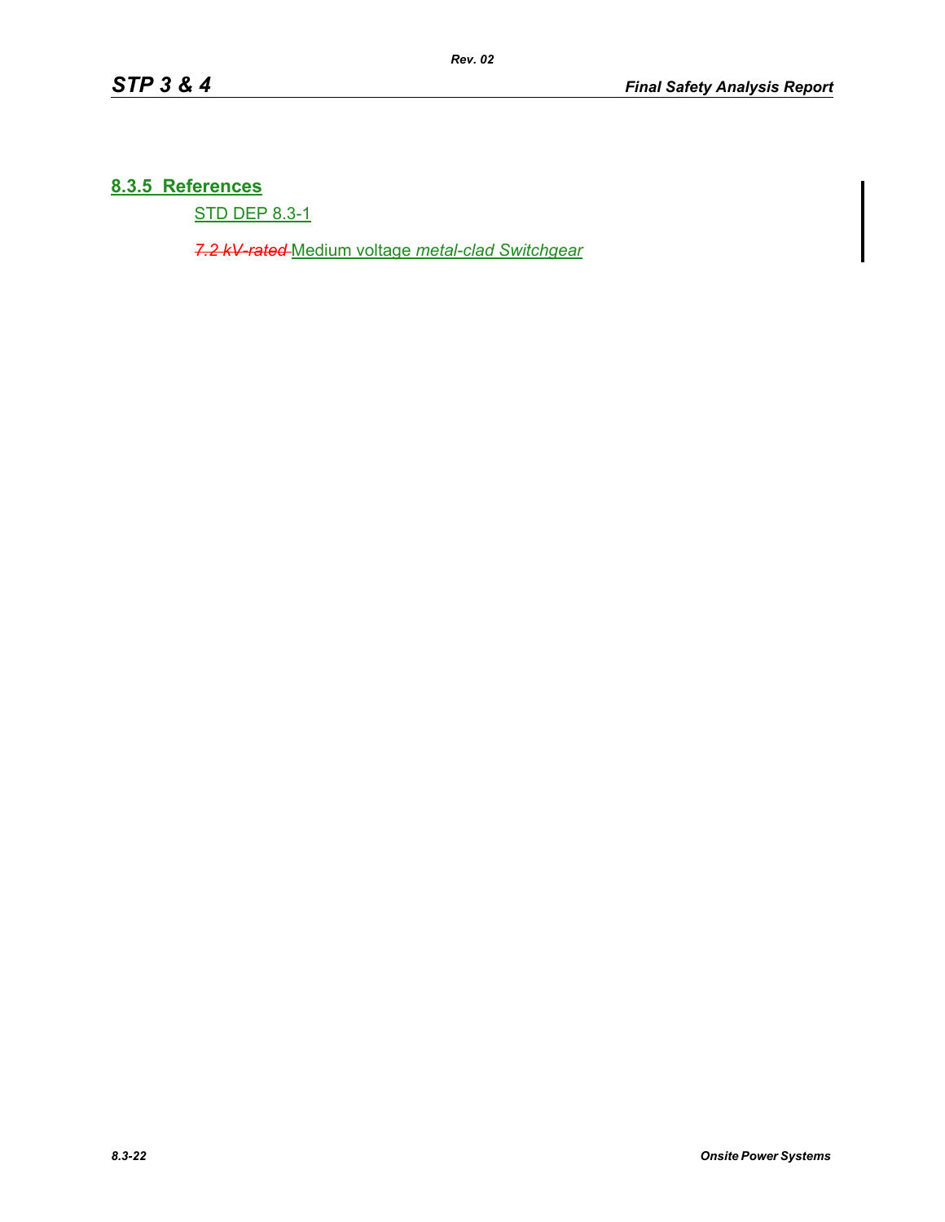## 8.3.5 References

STD DEP 8.3-1

~~*7.2 kV-rated*~~ Medium voltage *metal-clad Switchgear*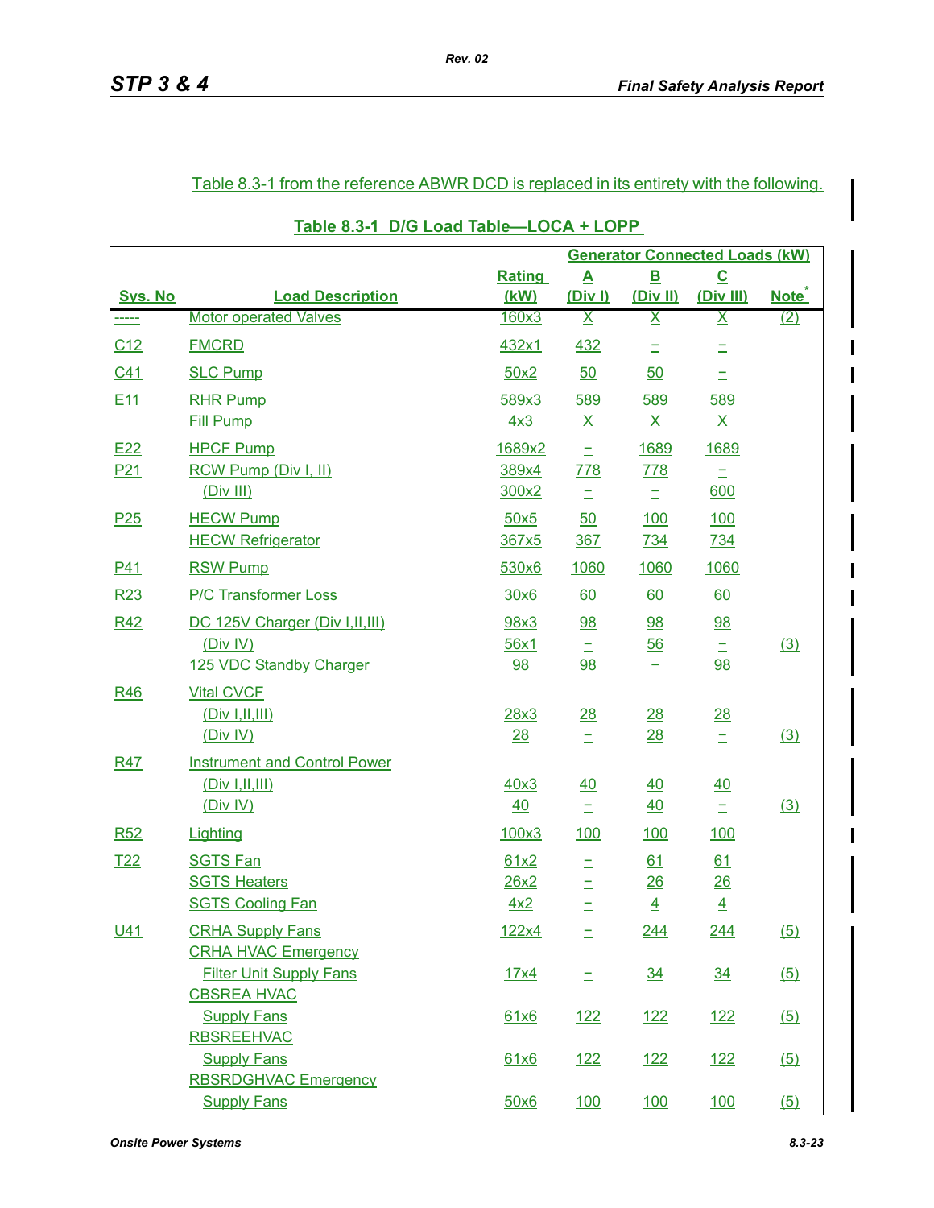Table 8.3-1 from the reference ABWR DCD is replaced in its entirety with the following.

**Table 8.3-1 D/G Load Table—LOCA + LOPP**

| Sys. No | Load Description | Rating (kW) | Generator Connected Loads (kW) A (Div I) | B (Div II) | C (Div III) | Note* |
|---|---|---|---|---|---|---|
| ----- | Motor operated Valves | 160x3 | X | X | X | (2) |
| C12 | FMCRD | 432x1 | 432 | – | – | |
| C41 | SLC Pump | 50x2 | 50 | 50 | – | |
| E11 | RHR Pump | 589x3 | 589 | 589 | 589 | |
| | Fill Pump | 4x3 | X | X | X | |
| E22 | HPCF Pump | 1689x2 | – | 1689 | 1689 | |
| P21 | RCW Pump (Div I, II) | 389x4 | 778 | 778 | – | |
| | (Div III) | 300x2 | – | – | 600 | |
| P25 | HECW Pump | 50x5 | 50 | 100 | 100 | |
| | HECW Refrigerator | 367x5 | 367 | 734 | 734 | |
| P41 | RSW Pump | 530x6 | 1060 | 1060 | 1060 | |
| R23 | P/C Transformer Loss | 30x6 | 60 | 60 | 60 | |
| R42 | DC 125V Charger (Div I,II,III) | 98x3 | 98 | 98 | 98 | |
| | (Div IV) | 56x1 | – | 56 | – | (3) |
| | 125 VDC Standby Charger | 98 | 98 | – | 98 | |
| R46 | Vital CVCF | | | | | |
| | (Div I,II,III) | 28x3 | 28 | 28 | 28 | |
| | (Div IV) | 28 | – | 28 | – | (3) |
| R47 | Instrument and Control Power | | | | | |
| | (Div I,II,III) | 40x3 | 40 | 40 | 40 | |
| | (Div IV) | 40 | – | 40 | – | (3) |
| R52 | Lighting | 100x3 | 100 | 100 | 100 | |
| T22 | SGTS Fan | 61x2 | – | 61 | 61 | |
| | SGTS Heaters | 26x2 | – | 26 | 26 | |
| | SGTS Cooling Fan | 4x2 | – | 4 | 4 | |
| U41 | CRHA Supply Fans | 122x4 | – | 244 | 244 | (5) |
| | CRHA HVAC Emergency Filter Unit Supply Fans | 17x4 | – | 34 | 34 | (5) |
| | CBSREA HVAC Supply Fans | 61x6 | 122 | 122 | 122 | (5) |
| | RBSREEHVAC Supply Fans | 61x6 | 122 | 122 | 122 | (5) |
| | RBSRDGHVAC Emergency Supply Fans | 50x6 | 100 | 100 | 100 | (5) |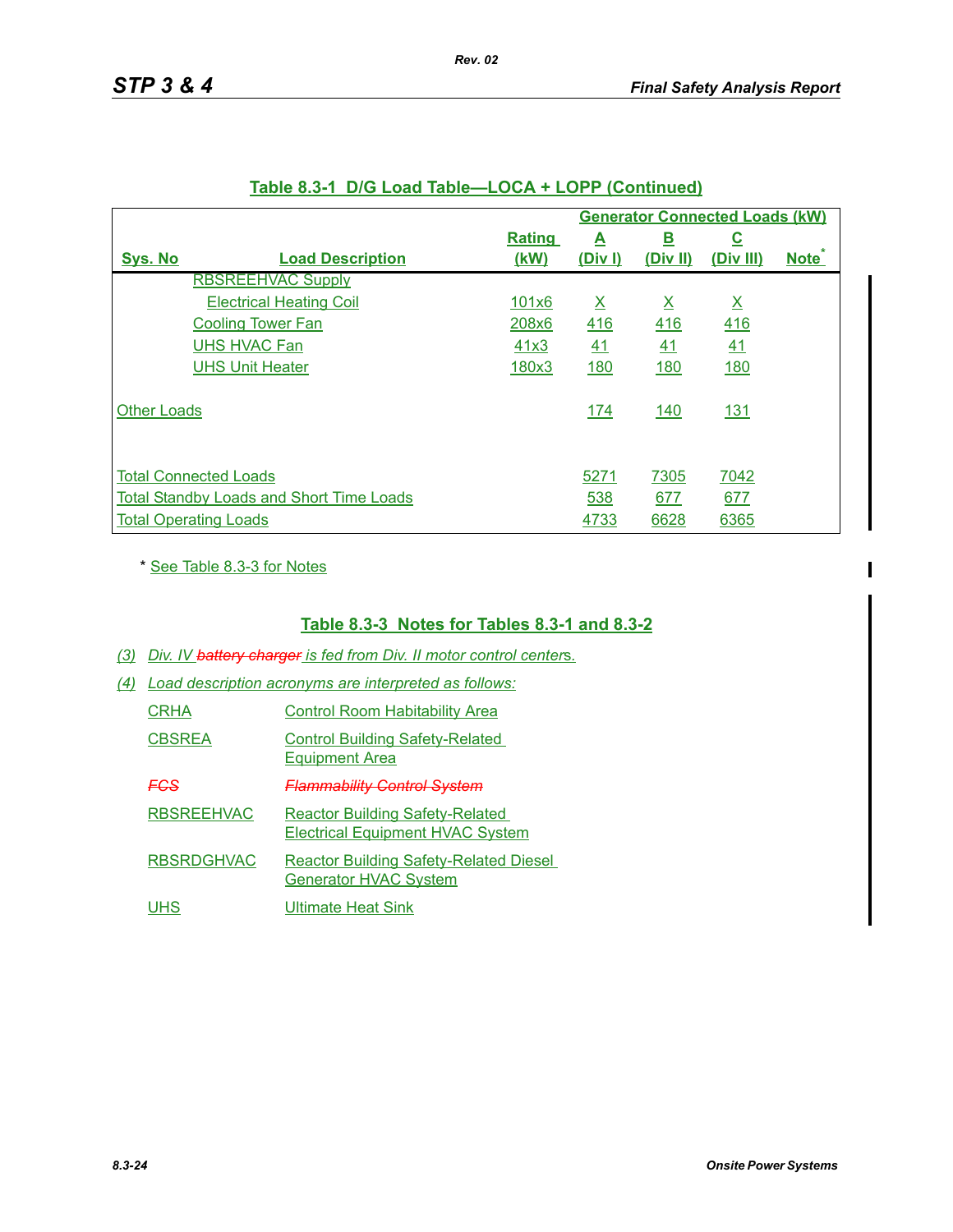## Table 8.3-1 D/G Load Table—LOCA + LOPP (Continued)

| Sys. No | Load Description | Rating (kW) | Generator Connected Loads (kW) A (Div I) | B (Div II) | C (Div III) | Note* |
|---|---|---|---|---|---|---|
| | RBSREEHVAC Supply | | | | | |
| | Electrical Heating Coil | 101x6 | X | X | X | |
| | Cooling Tower Fan | 208x6 | 416 | 416 | 416 | |
| | UHS HVAC Fan | 41x3 | 41 | 41 | 41 | |
| | UHS Unit Heater | 180x3 | 180 | 180 | 180 | |
| Other Loads | | | 174 | 140 | 131 | |
| Total Connected Loads | | | 5271 | 7305 | 7042 | |
| Total Standby Loads and Short Time Loads | | | 538 | 677 | 677 | |
| Total Operating Loads | | | 4733 | 6628 | 6365 | |

\* See Table 8.3-3 for Notes

## Table 8.3-3 Notes for Tables 8.3-1 and 8.3-2

*(3) Div. IV ~~battery charger~~ is fed from Div. II motor control centers.*

*(4) Load description acronyms are interpreted as follows:*

| | |
|---|---|
| CRHA | Control Room Habitability Area |
| CBSREA | Control Building Safety-Related Equipment Area |
| ~~FCS~~ | ~~Flammability Control System~~ |
| RBSREEHVAC | Reactor Building Safety-Related Electrical Equipment HVAC System |
| RBSRDGHVAC | Reactor Building Safety-Related Diesel Generator HVAC System |
| UHS | Ultimate Heat Sink |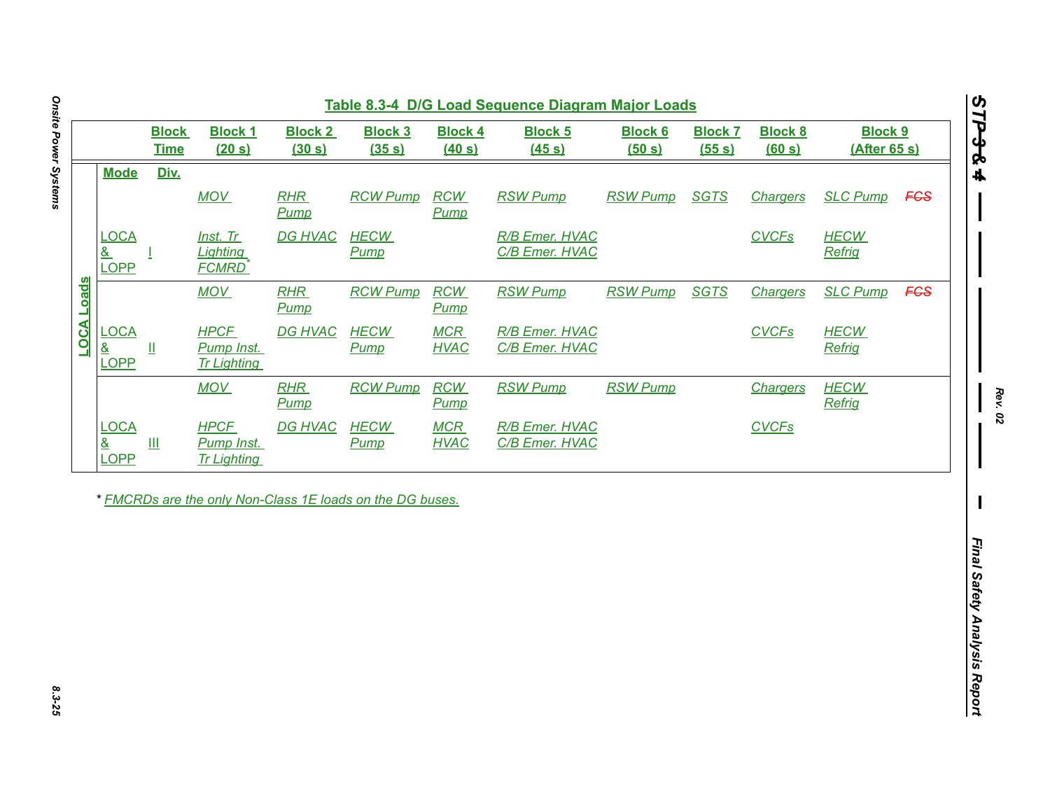## Table 8.3-4 D/G Load Sequence Diagram Major Loads

| | Mode | Div. | Block 1 (20 s) | Block 2 (30 s) | Block 3 (35 s) | Block 4 (40 s) | Block 5 (45 s) | Block 6 (50 s) | Block 7 (55 s) | Block 8 (60 s) | Block 9 (After 65 s) | |
|---|---|---|---|---|---|---|---|---|---|---|---|---|
| LOCA Loads | LOCA & LOPP | I | *MOV* | *RHR Pump* | *RCW Pump* | *RCW Pump* | *RSW Pump* | *RSW Pump* | *SGTS* | *Chargers* | *SLC Pump* | ~~*FCS*~~ |
| | | | *Inst. Tr Lighting* | *DG HVAC* | *HECW Pump* | | *R/B Emer. HVAC* | | | *CVCFs* | *HECW Refrig* | |
| | | | *FCMRD*\* | | | | *C/B Emer. HVAC* | | | | | |
| | LOCA & LOPP | II | *MOV* | *RHR Pump* | *RCW Pump* | *RCW Pump* | *RSW Pump* | *RSW Pump* | *SGTS* | *Chargers* | *SLC Pump* | ~~*FCS*~~ |
| | | | *HPCF Pump Inst. Tr Lighting* | *DG HVAC* | *HECW Pump* | *MCR HVAC* | *R/B Emer. HVAC* *C/B Emer. HVAC* | | | *CVCFs* | *HECW Refrig* | |
| | LOCA & LOPP | III | *MOV* | *RHR Pump* | *RCW Pump* | *RCW Pump* | *RSW Pump* | *RSW Pump* | | *Chargers* | *HECW Refrig* | |
| | | | *HPCF Pump Inst. Tr Lighting* | *DG HVAC* | *HECW Pump* | *MCR HVAC* | *R/B Emer. HVAC* *C/B Emer. HVAC* | | | *CVCFs* | | |

\* *FMCRDs are the only Non-Class 1E loads on the DG buses.*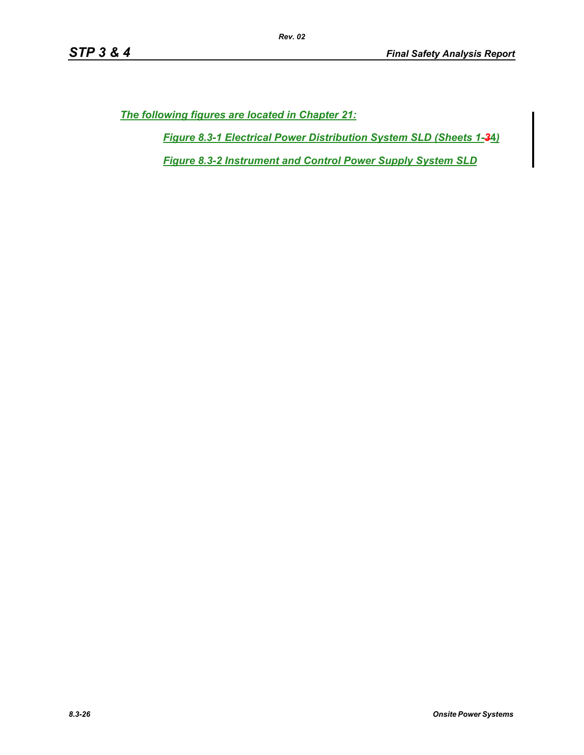*The following figures are located in Chapter 21:*

*Figure 8.3-1 Electrical Power Distribution System SLD (Sheets 1-~~3~~4)*

*Figure 8.3-2 Instrument and Control Power Supply System SLD*